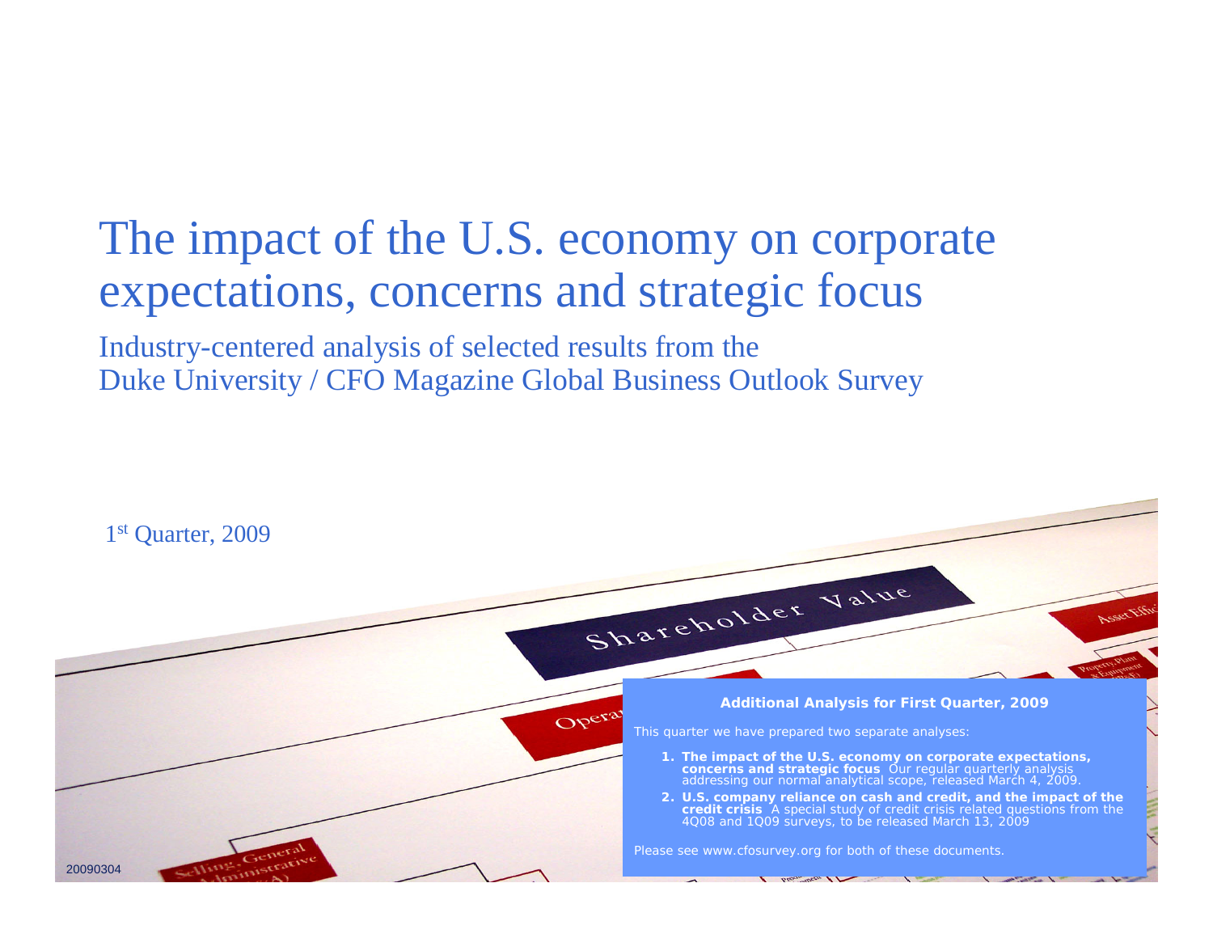# The impact of the U.S. economy on corporate expectations, concerns and strategic focus

Industry-centered analysis of selected results from the
Duke University / CFO Magazine Global Business Outlook Survey

1st Quarter, 2009

**Additional Analysis for First Quarter, 2009**

This quarter we have prepared two separate analyses:

1. **The impact of the U.S. economy on corporate expectations, concerns and strategic focus** Our regular quarterly analysis addressing our normal analytical scope, released March 4, 2009.
2. **U.S. company reliance on cash and credit, and the impact of the credit crisis** A special study of credit crisis related questions from the 4Q08 and 1Q09 surveys, to be released March 13, 2009

Please see www.cfosurvey.org for both of these documents.

20090304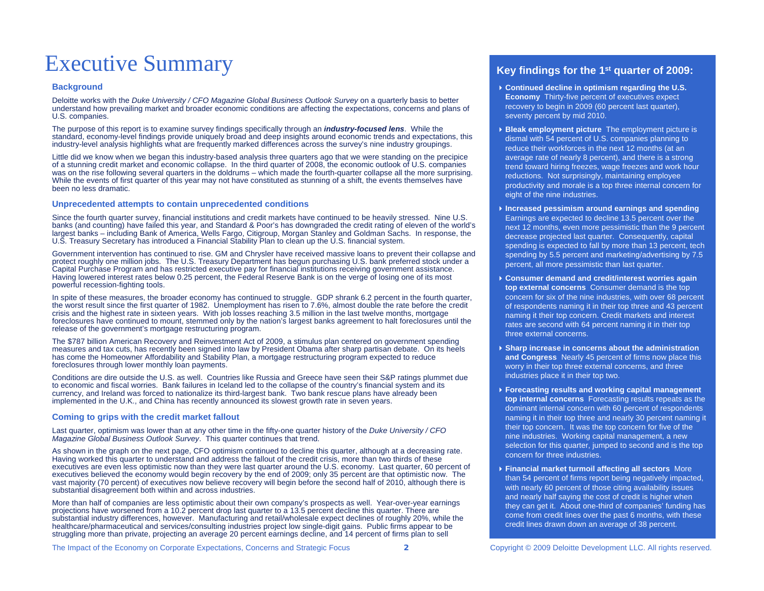# Executive Summary

### Background

Deloitte works with the *Duke University / CFO Magazine Global Business Outlook Survey* on a quarterly basis to better understand how prevailing market and broader economic conditions are affecting the expectations, concerns and plans of U.S. companies.

The purpose of this report is to examine survey findings specifically through an ***industry-focused lens***. While the standard, economy-level findings provide uniquely broad and deep insights around economic trends and expectations, this industry-level analysis highlights what are frequently marked differences across the survey's nine industry groupings.

Little did we know when we began this industry-based analysis three quarters ago that we were standing on the precipice of a stunning credit market and economic collapse. In the third quarter of 2008, the economic outlook of U.S. companies was on the rise following several quarters in the doldrums – which made the fourth-quarter collapse all the more surprising. While the events of first quarter of this year may not have constituted as stunning of a shift, the events themselves have been no less dramatic.

### Unprecedented attempts to contain unprecedented conditions

Since the fourth quarter survey, financial institutions and credit markets have continued to be heavily stressed. Nine U.S. banks (and counting) have failed this year, and Standard & Poor's has downgraded the credit rating of eleven of the world's largest banks – including Bank of America, Wells Fargo, Citigroup, Morgan Stanley and Goldman Sachs. In response, the U.S. Treasury Secretary has introduced a Financial Stability Plan to clean up the U.S. financial system.

Government intervention has continued to rise. GM and Chrysler have received massive loans to prevent their collapse and protect roughly one million jobs. The U.S. Treasury Department has begun purchasing U.S. bank preferred stock under a Capital Purchase Program and has restricted executive pay for financial institutions receiving government assistance. Having lowered interest rates below 0.25 percent, the Federal Reserve Bank is on the verge of losing one of its most powerful recession-fighting tools.

In spite of these measures, the broader economy has continued to struggle. GDP shrank 6.2 percent in the fourth quarter, the worst result since the first quarter of 1982. Unemployment has risen to 7.6%, almost double the rate before the credit crisis and the highest rate in sixteen years. With job losses reaching 3.5 million in the last twelve months, mortgage foreclosures have continued to mount, stemmed only by the nation's largest banks agreement to halt foreclosures until the release of the government's mortgage restructuring program.

The $787 billion American Recovery and Reinvestment Act of 2009, a stimulus plan centered on government spending measures and tax cuts, has recently been signed into law by President Obama after sharp partisan debate. On its heels has come the Homeowner Affordability and Stability Plan, a mortgage restructuring program expected to reduce foreclosures through lower monthly loan payments.

Conditions are dire outside the U.S. as well. Countries like Russia and Greece have seen their S&P ratings plummet due to economic and fiscal worries. Bank failures in Iceland led to the collapse of the country's financial system and its currency, and Ireland was forced to nationalize its third-largest bank. Two bank rescue plans have already been implemented in the U.K., and China has recently announced its slowest growth rate in seven years.

### Coming to grips with the credit market fallout

Last quarter, optimism was lower than at any other time in the fifty-one quarter history of the *Duke University / CFO Magazine Global Business Outlook Survey*. This quarter continues that trend.

As shown in the graph on the next page, CFO optimism continued to decline this quarter, although at a decreasing rate. Having worked this quarter to understand and address the fallout of the credit crisis, more than two thirds of these executives are even less optimistic now than they were last quarter around the U.S. economy. Last quarter, 60 percent of executives believed the economy would begin recovery by the end of 2009; only 35 percent are that optimistic now. The vast majority (70 percent) of executives now believe recovery will begin before the second half of 2010, although there is substantial disagreement both within and across industries.

More than half of companies are less optimistic about their own company's prospects as well. Year-over-year earnings projections have worsened from a 10.2 percent drop last quarter to a 13.5 percent decline this quarter. There are substantial industry differences, however. Manufacturing and retail/wholesale expect declines of roughly 20%, while the healthcare/pharmaceutical and services/consulting industries project low single-digit gains. Public firms appear to be struggling more than private, projecting an average 20 percent earnings decline, and 14 percent of firms plan to sell

## Key findings for the 1st quarter of 2009:

- **Continued decline in optimism regarding the U.S. Economy** Thirty-five percent of executives expect recovery to begin in 2009 (60 percent last quarter), seventy percent by mid 2010.
- **Bleak employment picture** The employment picture is dismal with 54 percent of U.S. companies planning to reduce their workforces in the next 12 months (at an average rate of nearly 8 percent), and there is a strong trend toward hiring freezes, wage freezes and work hour reductions. Not surprisingly, maintaining employee productivity and morale is a top three internal concern for eight of the nine industries.
- **Increased pessimism around earnings and spending** Earnings are expected to decline 13.5 percent over the next 12 months, even more pessimistic than the 9 percent decrease projected last quarter. Consequently, capital spending is expected to fall by more than 13 percent, tech spending by 5.5 percent and marketing/advertising by 7.5 percent, all more pessimistic than last quarter.
- **Consumer demand and credit/interest worries again top external concerns** Consumer demand is the top concern for six of the nine industries, with over 68 percent of respondents naming it in their top three and 43 percent naming it their top concern. Credit markets and interest rates are second with 64 percent naming it in their top three external concerns.
- **Sharp increase in concerns about the administration and Congress** Nearly 45 percent of firms now place this worry in their top three external concerns, and three industries place it in their top two.
- **Forecasting results and working capital management top internal concerns** Forecasting results repeats as the dominant internal concern with 60 percent of respondents naming it in their top three and nearly 30 percent naming it their top concern. It was the top concern for five of the nine industries. Working capital management, a new selection for this quarter, jumped to second and is the top concern for three industries.
- **Financial market turmoil affecting all sectors** More than 54 percent of firms report being negatively impacted, with nearly 60 percent of those citing availability issues and nearly half saying the cost of credit is higher when they can get it. About one-third of companies' funding has come from credit lines over the past 6 months, with these credit lines drawn down an average of 38 percent.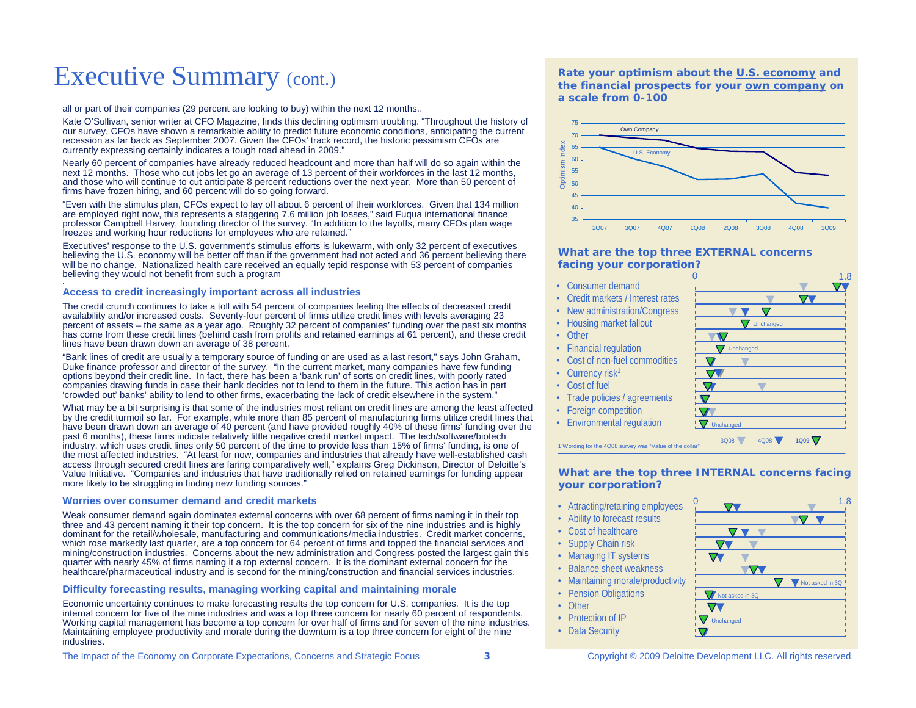# Executive Summary (cont.)

all or part of their companies (29 percent are looking to buy) within the next 12 months..

Kate O'Sullivan, senior writer at CFO Magazine, finds this declining optimism troubling. "Throughout the history of our survey, CFOs have shown a remarkable ability to predict future economic conditions, anticipating the current recession as far back as September 2007. Given the CFOs' track record, the historic pessimism CFOs are currently expressing certainly indicates a tough road ahead in 2009."

Nearly 60 percent of companies have already reduced headcount and more than half will do so again within the next 12 months. Those who cut jobs let go an average of 13 percent of their workforces in the last 12 months, and those who will continue to cut anticipate 8 percent reductions over the next year. More than 50 percent of firms have frozen hiring, and 60 percent will do so going forward.

"Even with the stimulus plan, CFOs expect to lay off about 6 percent of their workforces. Given that 134 million are employed right now, this represents a staggering 7.6 million job losses," said Fuqua international finance professor Campbell Harvey, founding director of the survey. "In addition to the layoffs, many CFOs plan wage freezes and working hour reductions for employees who are retained."

Executives' response to the U.S. government's stimulus efforts is lukewarm, with only 32 percent of executives believing the U.S. economy will be better off than if the government had not acted and 36 percent believing there will be no change. Nationalized health care received an equally tepid response with 53 percent of companies believing they would not benefit from such a program

### Access to credit increasingly important across all industries

The credit crunch continues to take a toll with 54 percent of companies feeling the effects of decreased credit availability and/or increased costs. Seventy-four percent of firms utilize credit lines with levels averaging 23 percent of assets – the same as a year ago. Roughly 32 percent of companies' funding over the past six months has come from these credit lines (behind cash from profits and retained earnings at 61 percent), and these credit lines have been drawn down an average of 38 percent.

"Bank lines of credit are usually a temporary source of funding or are used as a last resort," says John Graham, Duke finance professor and director of the survey. "In the current market, many companies have few funding options beyond their credit line. In fact, there has been a 'bank run' of sorts on credit lines, with poorly rated companies drawing funds in case their bank decides not to lend to them in the future. This action has in part 'crowded out' banks' ability to lend to other firms, exacerbating the lack of credit elsewhere in the system."

What may be a bit surprising is that some of the industries most reliant on credit lines are among the least affected by the credit turmoil so far. For example, while more than 85 percent of manufacturing firms utilize credit lines that have been drawn down an average of 40 percent (and have provided roughly 40% of these firms' funding over the past 6 months), these firms indicate relatively little negative credit market impact. The tech/software/biotech industry, which uses credit lines only 50 percent of the time to provide less than 15% of firms' funding, is one of the most affected industries. "At least for now, companies and industries that already have well-established cash access through secured credit lines are faring comparatively well," explains Greg Dickinson, Director of Deloitte's Value Initiative. "Companies and industries that have traditionally relied on retained earnings for funding appear more likely to be struggling in finding new funding sources."

### Worries over consumer demand and credit markets

Weak consumer demand again dominates external concerns with over 68 percent of firms naming it in their top three and 43 percent naming it their top concern. It is the top concern for six of the nine industries and is highly dominant for the retail/wholesale, manufacturing and communications/media industries. Credit market concerns, which rose markedly last quarter, are a top concern for 64 percent of firms and topped the financial services and mining/construction industries. Concerns about the new administration and Congress posted the largest gain this quarter with nearly 45% of firms naming it a top external concern. It is the dominant external concern for the healthcare/pharmaceutical industry and is second for the mining/construction and financial services industries.

### Difficulty forecasting results, managing working capital and maintaining morale

Economic uncertainty continues to make forecasting results the top concern for U.S. companies. It is the top internal concern for five of the nine industries and was a top three concern for nearly 60 percent of respondents. Working capital management has become a top concern for over half of firms and for seven of the nine industries. Maintaining employee productivity and morale during the downturn is a top three concern for eight of the nine industries.

**Rate your optimism about the U.S. economy and the financial prospects for your own company on a scale from 0-100**

| Optimism Index | 2Q07 | 3Q07 | 4Q07 | 1Q08 | 2Q08 | 3Q08 | 4Q08 | 1Q09 |
|---|---|---|---|---|---|---|---|---|
| Own Company | ~70 | ~69 | ~68 | ~65 | ~64 | ~64 | ~55 | ~54 |
| U.S. Economy | ~65 | ~61 | ~57 | ~52 | ~52 | ~54 | ~42 | ~40 |

**What are the top three EXTERNAL concerns facing your corporation?**

Scale: 0 – 1.8 (markers: 3Q08, 4Q08, 1Q09)

- Consumer demand
- Credit markets / Interest rates
- New administration/Congress
- Housing market fallout (Unchanged)
- Other
- Financial regulation (Unchanged)
- Cost of non-fuel commodities
- Currency risk[1]
- Cost of fuel
- Trade policies / agreements
- Foreign competition
- Environmental regulation (Unchanged)

1 Wording for the 4Q08 survey was "Value of the dollar"

**What are the top three INTERNAL concerns facing your corporation?**

Scale: 0 – 1.8

- Attracting/retaining employees
- Ability to forecast results
- Cost of healthcare
- Supply Chain risk
- Managing IT systems
- Balance sheet weakness
- Maintaining morale/productivity (Not asked in 3Q)
- Pension Obligations (Not asked in 3Q)
- Other
- Protection of IP (Unchanged)
- Data Security

The Impact of the Economy on Corporate Expectations, Concerns and Strategic Focus

Copyright © 2009 Deloitte Development LLC. All rights reserved.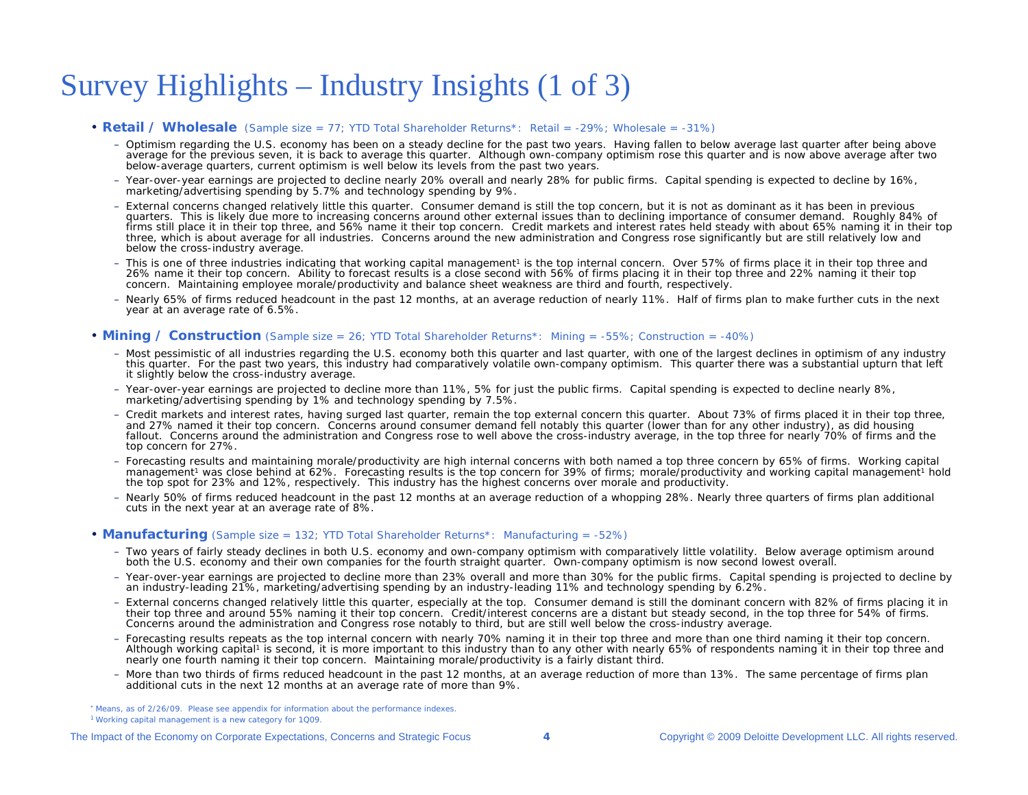# Survey Highlights – Industry Insights (1 of 3)

- **Retail / Wholesale** (Sample size = 77; YTD Total Shareholder Returns*: Retail = -29%; Wholesale = -31%)
  - Optimism regarding the U.S. economy has been on a steady decline for the past two years. Having fallen to below average last quarter after being above average for the previous seven, it is back to average this quarter. Although own-company optimism rose this quarter and is now above average after two below-average quarters, current optimism is well below its levels from the past two years.
  - Year-over-year earnings are projected to decline nearly 20% overall and nearly 28% for public firms. Capital spending is expected to decline by 16%, marketing/advertising spending by 5.7% and technology spending by 9%.
  - External concerns changed relatively little this quarter. Consumer demand is still the top concern, but it is not as dominant as it has been in previous quarters. This is likely due more to increasing concerns around other external issues than to declining importance of consumer demand. Roughly 84% of firms still place it in their top three, and 56% name it their top concern. Credit markets and interest rates held steady with about 65% naming it in their top three, which is about average for all industries. Concerns around the new administration and Congress rose significantly but are still relatively low and below the cross-industry average.
  - This is one of three industries indicating that working capital management[1] is the top internal concern. Over 57% of firms place it in their top three and 26% name it their top concern. Ability to forecast results is a close second with 56% of firms placing it in their top three and 22% naming it their top concern. Maintaining employee morale/productivity and balance sheet weakness are third and fourth, respectively.
  - Nearly 65% of firms reduced headcount in the past 12 months, at an average reduction of nearly 11%. Half of firms plan to make further cuts in the next year at an average rate of 6.5%.

- **Mining / Construction** (Sample size = 26; YTD Total Shareholder Returns*: Mining = -55%; Construction = -40%)
  - Most pessimistic of all industries regarding the U.S. economy both this quarter and last quarter, with one of the largest declines in optimism of any industry this quarter. For the past two years, this industry had comparatively volatile own-company optimism. This quarter there was a substantial upturn that left it slightly below the cross-industry average.
  - Year-over-year earnings are projected to decline more than 11%, 5% for just the public firms. Capital spending is expected to decline nearly 8%, marketing/advertising spending by 1% and technology spending by 7.5%.
  - Credit markets and interest rates, having surged last quarter, remain the top external concern this quarter. About 73% of firms placed it in their top three, and 27% named it their top concern. Concerns around consumer demand fell notably this quarter (lower than for any other industry), as did housing fallout. Concerns around the administration and Congress rose to well above the cross-industry average, in the top three for nearly 70% of firms and the top concern for 27%.
  - Forecasting results and maintaining morale/productivity are high internal concerns with both named a top three concern by 65% of firms. Working capital management[1] was close behind at 62%. Forecasting results is the top concern for 39% of firms; morale/productivity and working capital management[1] hold the top spot for 23% and 12%, respectively. This industry has the highest concerns over morale and productivity.
  - Nearly 50% of firms reduced headcount in the past 12 months at an average reduction of a whopping 28%. Nearly three quarters of firms plan additional cuts in the next year at an average rate of 8%.

- **Manufacturing** (Sample size = 132; YTD Total Shareholder Returns*: Manufacturing = -52%)
  - Two years of fairly steady declines in both U.S. economy and own-company optimism with comparatively little volatility. Below average optimism around both the U.S. economy and their own companies for the fourth straight quarter. Own-company optimism is now second lowest overall.
  - Year-over-year earnings are projected to decline more than 23% overall and more than 30% for the public firms. Capital spending is projected to decline by an industry-leading 21%, marketing/advertising spending by an industry-leading 11% and technology spending by 6.2%.
  - External concerns changed relatively little this quarter, especially at the top. Consumer demand is still the dominant concern with 82% of firms placing it in their top three and around 55% naming it their top concern. Credit/interest concerns are a distant but steady second, in the top three for 54% of firms. Concerns around the administration and Congress rose notably to third, but are still well below the cross-industry average.
  - Forecasting results repeats as the top internal concern with nearly 70% naming it in their top three and more than one third naming it their top concern. Although working capital[1] is second, it is more important to this industry than to any other with nearly 65% of respondents naming it in their top three and nearly one fourth naming it their top concern. Maintaining morale/productivity is a fairly distant third.
  - More than two thirds of firms reduced headcount in the past 12 months, at an average reduction of more than 13%. The same percentage of firms plan additional cuts in the next 12 months at an average rate of more than 9%.

\* Means, as of 2/26/09. Please see appendix for information about the performance indexes.

[1] Working capital management is a new category for 1Q09.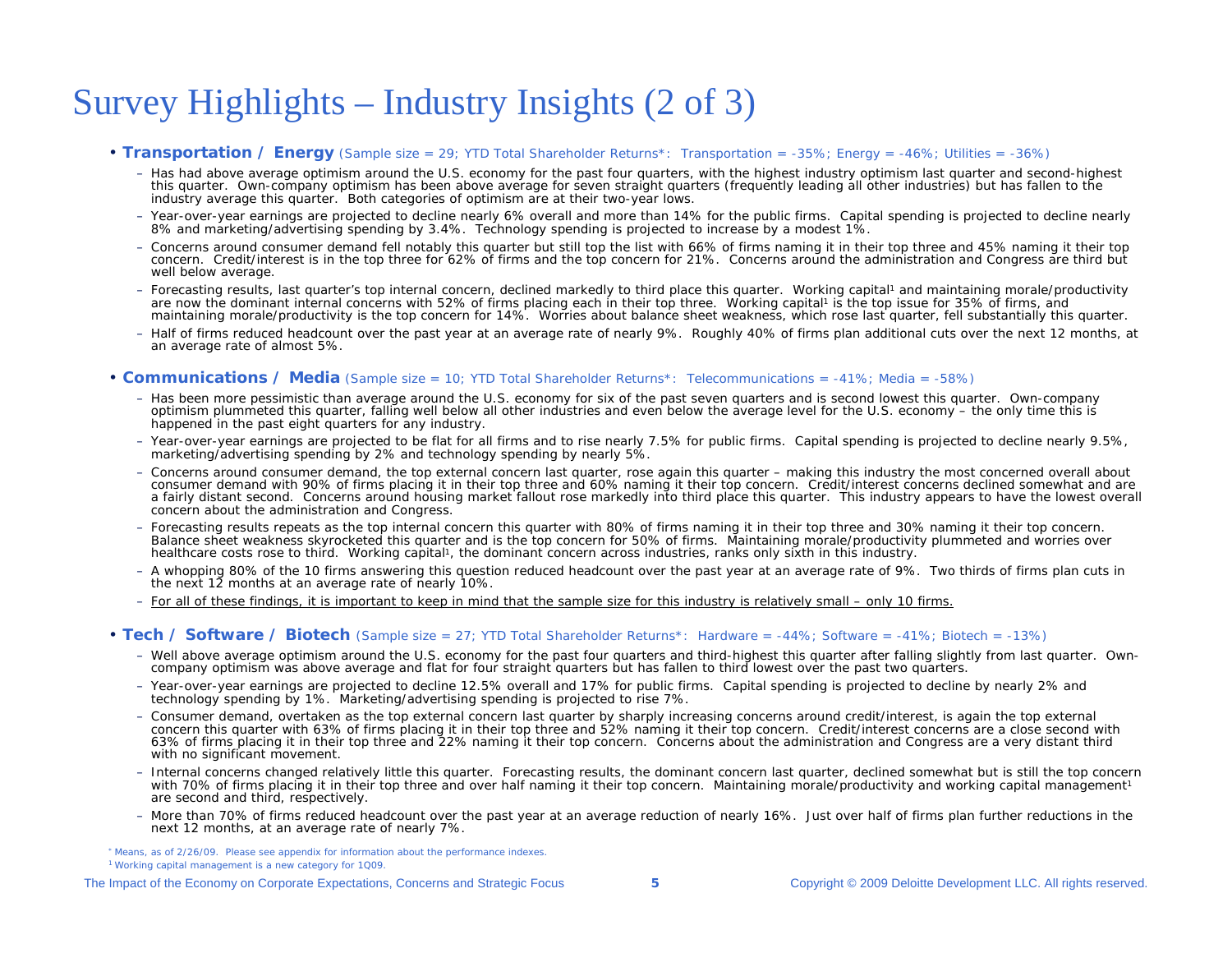# Survey Highlights – Industry Insights (2 of 3)

- **Transportation / Energy** (Sample size = 29; YTD Total Shareholder Returns*: Transportation = -35%; Energy = -46%; Utilities = -36%)
  - Has had above average optimism around the U.S. economy for the past four quarters, with the highest industry optimism last quarter and second-highest this quarter. Own-company optimism has been above average for seven straight quarters (frequently leading all other industries) but has fallen to the industry average this quarter. Both categories of optimism are at their two-year lows.
  - Year-over-year earnings are projected to decline nearly 6% overall and more than 14% for the public firms. Capital spending is projected to decline nearly 8% and marketing/advertising spending by 3.4%. Technology spending is projected to increase by a modest 1%.
  - Concerns around consumer demand fell notably this quarter but still top the list with 66% of firms naming it in their top three and 45% naming it their top concern. Credit/interest is in the top three for 62% of firms and the top concern for 21%. Concerns around the administration and Congress are third but well below average.
  - Forecasting results, last quarter's top internal concern, declined markedly to third place this quarter. Working capital[1] and maintaining morale/productivity are now the dominant internal concerns with 52% of firms placing each in their top three. Working capital[1] is the top issue for 35% of firms, and maintaining morale/productivity is the top concern for 14%. Worries about balance sheet weakness, which rose last quarter, fell substantially this quarter.
  - Half of firms reduced headcount over the past year at an average rate of nearly 9%. Roughly 40% of firms plan additional cuts over the next 12 months, at an average rate of almost 5%.

- **Communications / Media** (Sample size = 10; YTD Total Shareholder Returns*: Telecommunications = -41%; Media = -58%)
  - Has been more pessimistic than average around the U.S. economy for six of the past seven quarters and is second lowest this quarter. Own-company optimism plummeted this quarter, falling well below all other industries and even below the average level for the U.S. economy – the only time this is happened in the past eight quarters for any industry.
  - Year-over-year earnings are projected to be flat for all firms and to rise nearly 7.5% for public firms. Capital spending is projected to decline nearly 9.5%, marketing/advertising spending by 2% and technology spending by nearly 5%.
  - Concerns around consumer demand, the top external concern last quarter, rose again this quarter – making this industry the most concerned overall about consumer demand with 90% of firms placing it in their top three and 60% naming it their top concern. Credit/interest concerns declined somewhat and are a fairly distant second. Concerns around housing market fallout rose markedly into third place this quarter. This industry appears to have the lowest overall concern about the administration and Congress.
  - Forecasting results repeats as the top internal concern this quarter with 80% of firms naming it in their top three and 30% naming it their top concern. Balance sheet weakness skyrocketed this quarter and is the top concern for 50% of firms. Maintaining morale/productivity plummeted and worries over healthcare costs rose to third. Working capital[1], the dominant concern across industries, ranks only sixth in this industry.
  - A whopping 80% of the 10 firms answering this question reduced headcount over the past year at an average rate of 9%. Two thirds of firms plan cuts in the next 12 months at an average rate of nearly 10%.
  - <u>For all of these findings, it is important to keep in mind that the sample size for this industry is relatively small – only 10 firms.</u>

- **Tech / Software / Biotech** (Sample size = 27; YTD Total Shareholder Returns*: Hardware = -44%; Software = -41%; Biotech = -13%)
  - Well above average optimism around the U.S. economy for the past four quarters and third-highest this quarter after falling slightly from last quarter. Own-company optimism was above average and flat for four straight quarters but has fallen to third lowest over the past two quarters.
  - Year-over-year earnings are projected to decline 12.5% overall and 17% for public firms. Capital spending is projected to decline by nearly 2% and technology spending by 1%. Marketing/advertising spending is projected to rise 7%.
  - Consumer demand, overtaken as the top external concern last quarter by sharply increasing concerns around credit/interest, is again the top external concern this quarter with 63% of firms placing it in their top three and 52% naming it their top concern. Credit/interest concerns are a close second with 63% of firms placing it in their top three and 22% naming it their top concern. Concerns about the administration and Congress are a very distant third with no significant movement.
  - Internal concerns changed relatively little this quarter. Forecasting results, the dominant concern last quarter, declined somewhat but is still the top concern with 70% of firms placing it in their top three and over half naming it their top concern. Maintaining morale/productivity and working capital management[1] are second and third, respectively.
  - More than 70% of firms reduced headcount over the past year at an average reduction of nearly 16%. Just over half of firms plan further reductions in the next 12 months, at an average rate of nearly 7%.

\* Means, as of 2/26/09. Please see appendix for information about the performance indexes.

[1] Working capital management is a new category for 1Q09.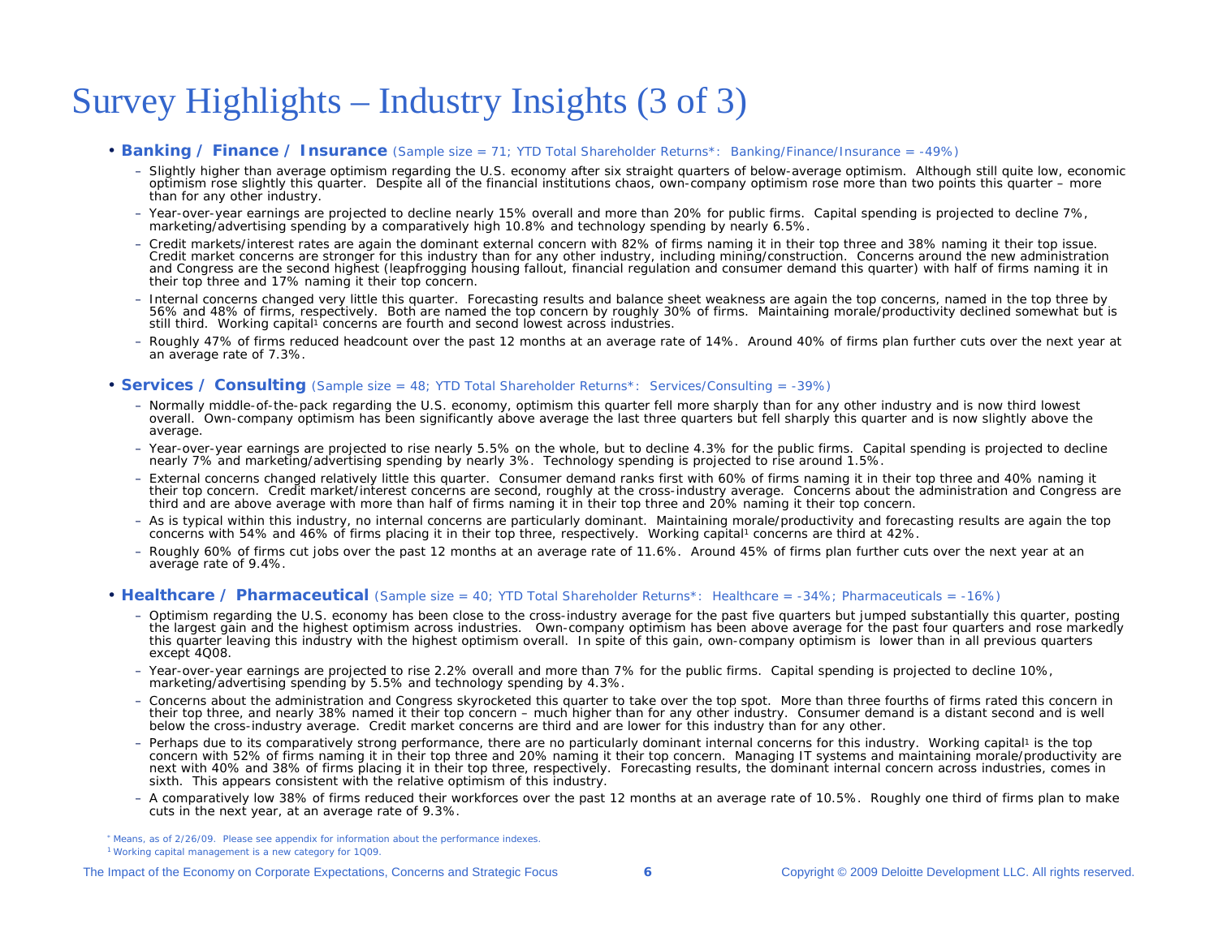# Survey Highlights – Industry Insights (3 of 3)

- **Banking / Finance / Insurance** (Sample size = 71; YTD Total Shareholder Returns*: Banking/Finance/Insurance = -49%)
  - Slightly higher than average optimism regarding the U.S. economy after six straight quarters of below-average optimism. Although still quite low, economic optimism rose slightly this quarter. Despite all of the financial institutions chaos, own-company optimism rose more than two points this quarter – more than for any other industry.
  - Year-over-year earnings are projected to decline nearly 15% overall and more than 20% for public firms. Capital spending is projected to decline 7%, marketing/advertising spending by a comparatively high 10.8% and technology spending by nearly 6.5%.
  - Credit markets/interest rates are again the dominant external concern with 82% of firms naming it in their top three and 38% naming it their top issue. Credit market concerns are stronger for this industry than for any other industry, including mining/construction. Concerns around the new administration and Congress are the second highest (leapfrogging housing fallout, financial regulation and consumer demand this quarter) with half of firms naming it in their top three and 17% naming it their top concern.
  - Internal concerns changed very little this quarter. Forecasting results and balance sheet weakness are again the top concerns, named in the top three by 56% and 48% of firms, respectively. Both are named the top concern by roughly 30% of firms. Maintaining morale/productivity declined somewhat but is still third. Working capital[1] concerns are fourth and second lowest across industries.
  - Roughly 47% of firms reduced headcount over the past 12 months at an average rate of 14%. Around 40% of firms plan further cuts over the next year at an average rate of 7.3%.

- **Services / Consulting** (Sample size = 48; YTD Total Shareholder Returns*: Services/Consulting = -39%)
  - Normally middle-of-the-pack regarding the U.S. economy, optimism this quarter fell more sharply than for any other industry and is now third lowest overall. Own-company optimism has been significantly above average the last three quarters but fell sharply this quarter and is now slightly above the average.
  - Year-over-year earnings are projected to rise nearly 5.5% on the whole, but to decline 4.3% for the public firms. Capital spending is projected to decline nearly 7% and marketing/advertising spending by nearly 3%. Technology spending is projected to rise around 1.5%.
  - External concerns changed relatively little this quarter. Consumer demand ranks first with 60% of firms naming it in their top three and 40% naming it their top concern. Credit market/interest concerns are second, roughly at the cross-industry average. Concerns about the administration and Congress are third and are above average with more than half of firms naming it in their top three and 20% naming it their top concern.
  - As is typical within this industry, no internal concerns are particularly dominant. Maintaining morale/productivity and forecasting results are again the top concerns with 54% and 46% of firms placing it in their top three, respectively. Working capital[1] concerns are third at 42%.
  - Roughly 60% of firms cut jobs over the past 12 months at an average rate of 11.6%. Around 45% of firms plan further cuts over the next year at an average rate of 9.4%.

- **Healthcare / Pharmaceutical** (Sample size = 40; YTD Total Shareholder Returns*: Healthcare = -34%; Pharmaceuticals = -16%)
  - Optimism regarding the U.S. economy has been close to the cross-industry average for the past five quarters but jumped substantially this quarter, posting the largest gain and the highest optimism across industries. Own-company optimism has been above average for the past four quarters and rose markedly this quarter leaving this industry with the highest optimism overall. In spite of this gain, own-company optimism is lower than in all previous quarters except 4Q08.
  - Year-over-year earnings are projected to rise 2.2% overall and more than 7% for the public firms. Capital spending is projected to decline 10%, marketing/advertising spending by 5.5% and technology spending by 4.3%.
  - Concerns about the administration and Congress skyrocketed this quarter to take over the top spot. More than three fourths of firms rated this concern in their top three, and nearly 38% named it their top concern – much higher than for any other industry. Consumer demand is a distant second and is well below the cross-industry average. Credit market concerns are third and are lower for this industry than for any other.
  - Perhaps due to its comparatively strong performance, there are no particularly dominant internal concerns for this industry. Working capital[1] is the top concern with 52% of firms naming it in their top three and 20% naming it their top concern. Managing IT systems and maintaining morale/productivity are next with 40% and 38% of firms placing it in their top three, respectively. Forecasting results, the dominant internal concern across industries, comes in sixth. This appears consistent with the relative optimism of this industry.
  - A comparatively low 38% of firms reduced their workforces over the past 12 months at an average rate of 10.5%. Roughly one third of firms plan to make cuts in the next year, at an average rate of 9.3%.

* Means, as of 2/26/09. Please see appendix for information about the performance indexes.

[1] Working capital management is a new category for 1Q09.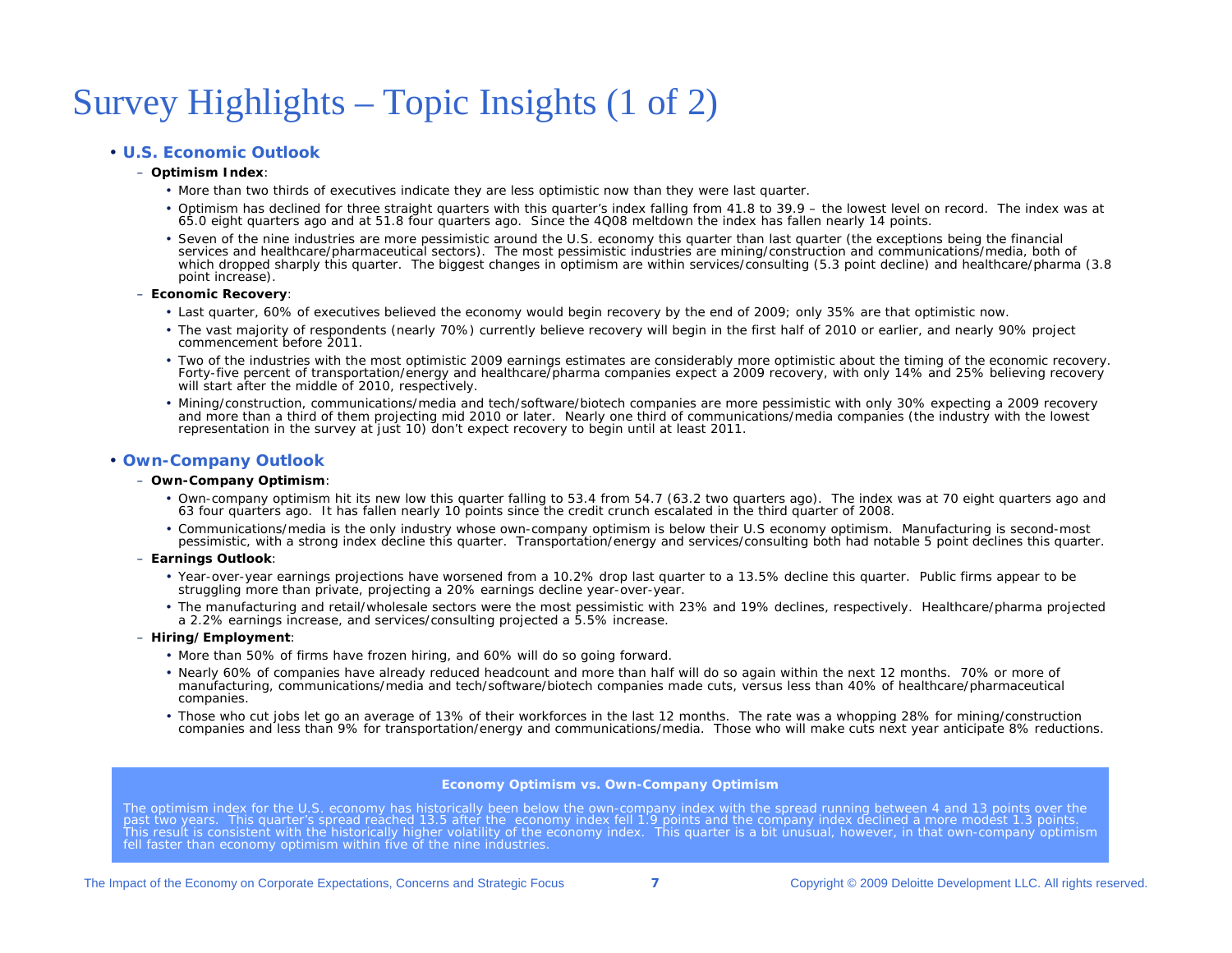# Survey Highlights – Topic Insights (1 of 2)

- **U.S. Economic Outlook**
  - **Optimism Index**:
    - More than two thirds of executives indicate they are less optimistic now than they were last quarter.
    - Optimism has declined for three straight quarters with this quarter's index falling from 41.8 to 39.9 – the lowest level on record. The index was at 65.0 eight quarters ago and at 51.8 four quarters ago. Since the 4Q08 meltdown the index has fallen nearly 14 points.
    - Seven of the nine industries are more pessimistic around the U.S. economy this quarter than last quarter (the exceptions being the financial services and healthcare/pharmaceutical sectors). The most pessimistic industries are mining/construction and communications/media, both of which dropped sharply this quarter. The biggest changes in optimism are within services/consulting (5.3 point decline) and healthcare/pharma (3.8 point increase).
  - **Economic Recovery**:
    - Last quarter, 60% of executives believed the economy would begin recovery by the end of 2009; only 35% are that optimistic now.
    - The vast majority of respondents (nearly 70%) currently believe recovery will begin in the first half of 2010 or earlier, and nearly 90% project commencement before 2011.
    - Two of the industries with the most optimistic 2009 earnings estimates are considerably more optimistic about the timing of the economic recovery. Forty-five percent of transportation/energy and healthcare/pharma companies expect a 2009 recovery, with only 14% and 25% believing recovery will start after the middle of 2010, respectively.
    - Mining/construction, communications/media and tech/software/biotech companies are more pessimistic with only 30% expecting a 2009 recovery and more than a third of them projecting mid 2010 or later. Nearly one third of communications/media companies (the industry with the lowest representation in the survey at just 10) don't expect recovery to begin until at least 2011.

- **Own-Company Outlook**
  - **Own-Company Optimism**:
    - Own-company optimism hit its new low this quarter falling to 53.4 from 54.7 (63.2 two quarters ago). The index was at 70 eight quarters ago and 63 four quarters ago. It has fallen nearly 10 points since the credit crunch escalated in the third quarter of 2008.
    - Communications/media is the only industry whose own-company optimism is below their U.S economy optimism. Manufacturing is second-most pessimistic, with a strong index decline this quarter. Transportation/energy and services/consulting both had notable 5 point declines this quarter.
  - **Earnings Outlook**:
    - Year-over-year earnings projections have worsened from a 10.2% drop last quarter to a 13.5% decline this quarter. Public firms appear to be struggling more than private, projecting a 20% earnings decline year-over-year.
    - The manufacturing and retail/wholesale sectors were the most pessimistic with 23% and 19% declines, respectively. Healthcare/pharma projected a 2.2% earnings increase, and services/consulting projected a 5.5% increase.
  - **Hiring/Employment**:
    - More than 50% of firms have frozen hiring, and 60% will do so going forward.
    - Nearly 60% of companies have already reduced headcount and more than half will do so again within the next 12 months. 70% or more of manufacturing, communications/media and tech/software/biotech companies made cuts, versus less than 40% of healthcare/pharmaceutical companies.
    - Those who cut jobs let go an average of 13% of their workforces in the last 12 months. The rate was a whopping 28% for mining/construction companies and less than 9% for transportation/energy and communications/media. Those who will make cuts next year anticipate 8% reductions.

**Economy Optimism vs. Own-Company Optimism**

The optimism index for the U.S. economy has historically been below the own-company index with the spread running between 4 and 13 points over the past two years. This quarter's spread reached 13.5 after the economy index fell 1.9 points and the company index declined a more modest 1.3 points. This result is consistent with the historically higher volatility of the economy index. This quarter is a bit unusual, however, in that own-company optimism fell faster than economy optimism within five of the nine industries.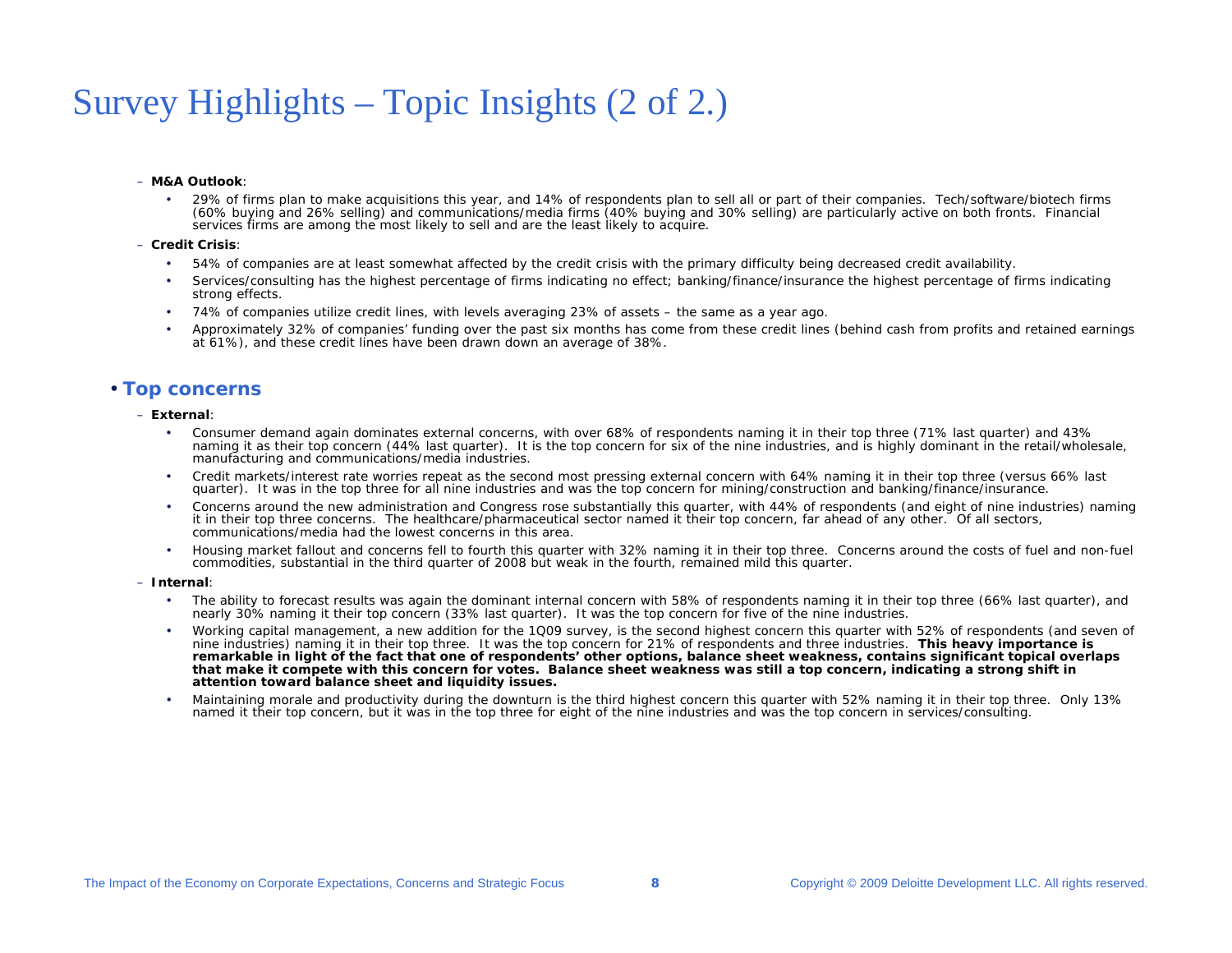# Survey Highlights – Topic Insights (2 of 2.)

- **M&A Outlook**:
  - 29% of firms plan to make acquisitions this year, and 14% of respondents plan to sell all or part of their companies. Tech/software/biotech firms (60% buying and 26% selling) and communications/media firms (40% buying and 30% selling) are particularly active on both fronts. Financial services firms are among the most likely to sell and are the least likely to acquire.
- **Credit Crisis**:
  - 54% of companies are at least somewhat affected by the credit crisis with the primary difficulty being decreased credit availability.
  - Services/consulting has the highest percentage of firms indicating no effect; banking/finance/insurance the highest percentage of firms indicating strong effects.
  - 74% of companies utilize credit lines, with levels averaging 23% of assets – the same as a year ago.
  - Approximately 32% of companies' funding over the past six months has come from these credit lines (behind cash from profits and retained earnings at 61%), and these credit lines have been drawn down an average of 38%.

## Top concerns

- **External**:
  - Consumer demand again dominates external concerns, with over 68% of respondents naming it in their top three (71% last quarter) and 43% naming it as their top concern (44% last quarter). It is the top concern for six of the nine industries, and is highly dominant in the retail/wholesale, manufacturing and communications/media industries.
  - Credit markets/interest rate worries repeat as the second most pressing external concern with 64% naming it in their top three (versus 66% last quarter). It was in the top three for all nine industries and was the top concern for mining/construction and banking/finance/insurance.
  - Concerns around the new administration and Congress rose substantially this quarter, with 44% of respondents (and eight of nine industries) naming it in their top three concerns. The healthcare/pharmaceutical sector named it their top concern, far ahead of any other. Of all sectors, communications/media had the lowest concerns in this area.
  - Housing market fallout and concerns fell to fourth this quarter with 32% naming it in their top three. Concerns around the costs of fuel and non-fuel commodities, substantial in the third quarter of 2008 but weak in the fourth, remained mild this quarter.
- **Internal**:
  - The ability to forecast results was again the dominant internal concern with 58% of respondents naming it in their top three (66% last quarter), and nearly 30% naming it their top concern (33% last quarter). It was the top concern for five of the nine industries.
  - Working capital management, a new addition for the 1Q09 survey, is the second highest concern this quarter with 52% of respondents (and seven of nine industries) naming it in their top three. It was the top concern for 21% of respondents and three industries. **This heavy importance is remarkable in light of the fact that one of respondents' other options, balance sheet weakness, contains significant topical overlaps that make it compete with this concern for votes. Balance sheet weakness was still a top concern, indicating a strong shift in attention toward balance sheet and liquidity issues.**
  - Maintaining morale and productivity during the downturn is the third highest concern this quarter with 52% naming it in their top three. Only 13% named it their top concern, but it was in the top three for eight of the nine industries and was the top concern in services/consulting.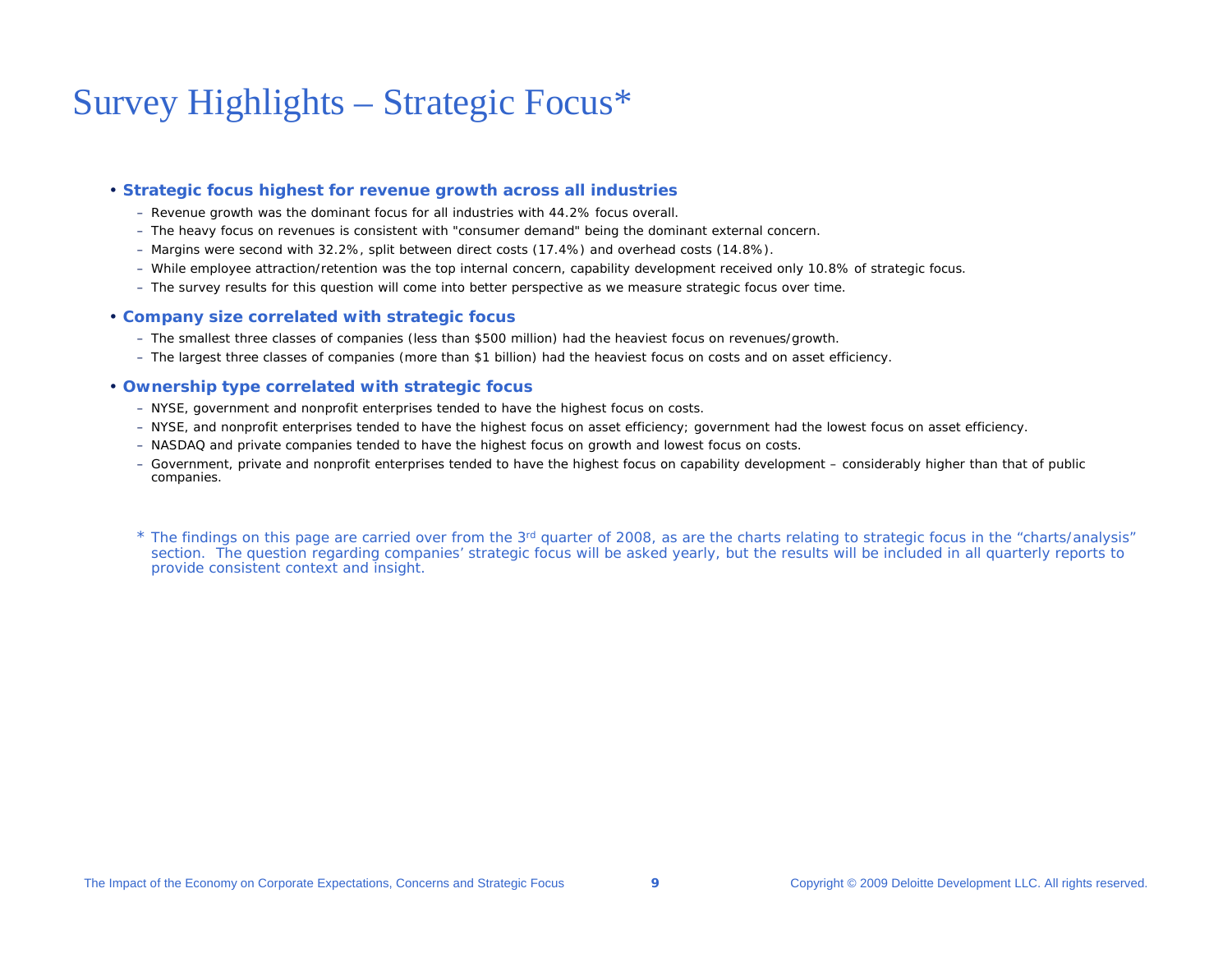# Survey Highlights – Strategic Focus*

- **Strategic focus highest for revenue growth across all industries**
  - Revenue growth was the dominant focus for all industries with 44.2% focus overall.
  - The heavy focus on revenues is consistent with "consumer demand" being the dominant external concern.
  - Margins were second with 32.2%, split between direct costs (17.4%) and overhead costs (14.8%).
  - While employee attraction/retention was the top internal concern, capability development received only 10.8% of strategic focus.
  - The survey results for this question will come into better perspective as we measure strategic focus over time.
- **Company size correlated with strategic focus**
  - The smallest three classes of companies (less than $500 million) had the heaviest focus on revenues/growth.
  - The largest three classes of companies (more than $1 billion) had the heaviest focus on costs and on asset efficiency.
- **Ownership type correlated with strategic focus**
  - NYSE, government and nonprofit enterprises tended to have the highest focus on costs.
  - NYSE, and nonprofit enterprises tended to have the highest focus on asset efficiency; government had the lowest focus on asset efficiency.
  - NASDAQ and private companies tended to have the highest focus on growth and lowest focus on costs.
  - Government, private and nonprofit enterprises tended to have the highest focus on capability development – considerably higher than that of public companies.

\* The findings on this page are carried over from the 3rd quarter of 2008, as are the charts relating to strategic focus in the "charts/analysis" section. The question regarding companies' strategic focus will be asked yearly, but the results will be included in all quarterly reports to provide consistent context and insight.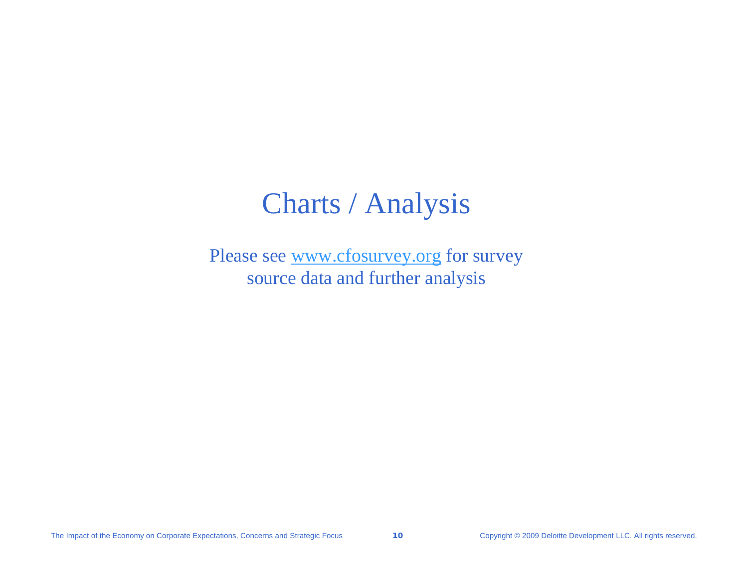# Charts / Analysis

Please see [www.cfosurvey.org](http://www.cfosurvey.org) for survey source data and further analysis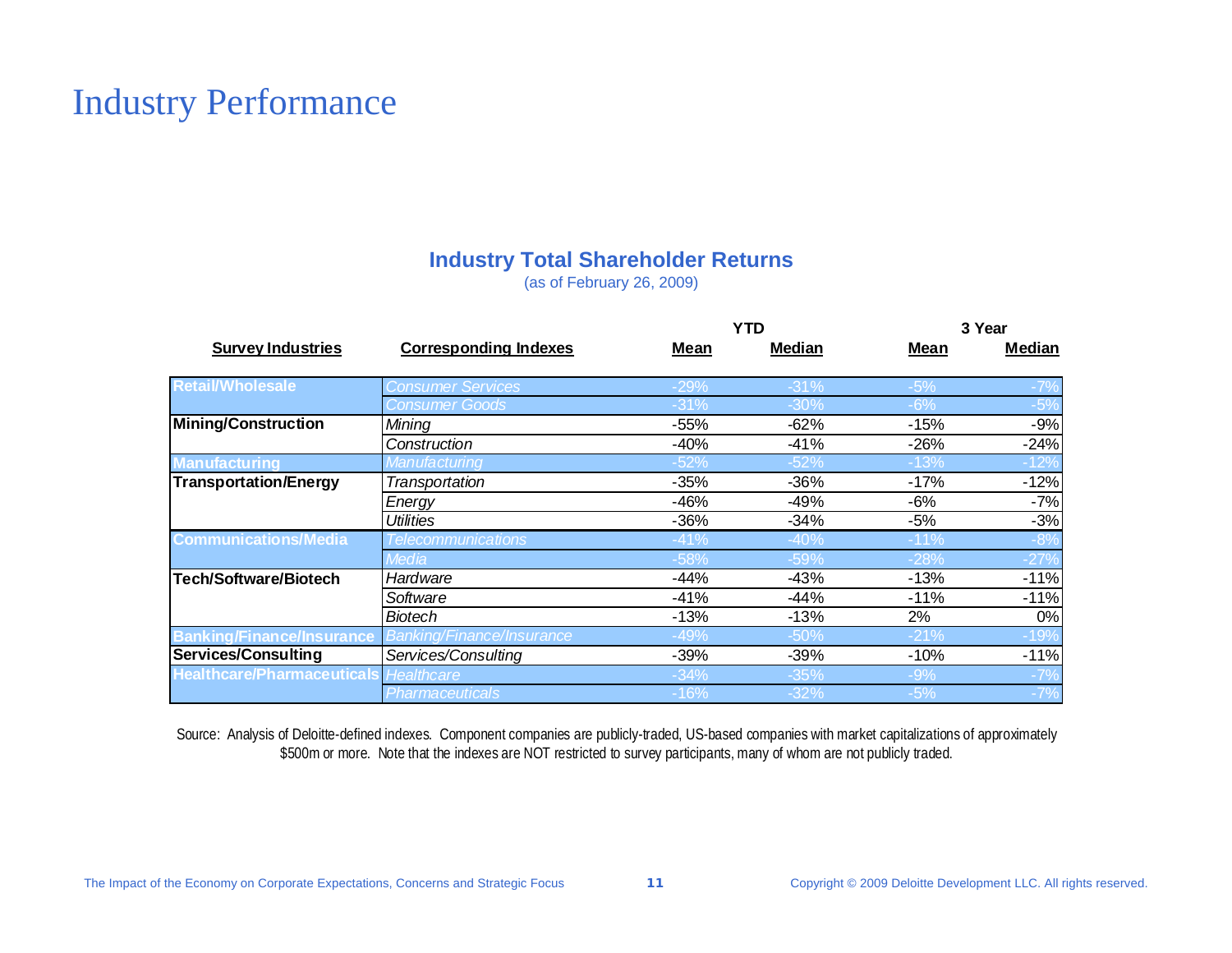# Industry Performance

## Industry Total Shareholder Returns

(as of February 26, 2009)

| Survey Industries | Corresponding Indexes | YTD Mean | YTD Median | 3 Year Mean | 3 Year Median |
|---|---|---|---|---|---|
| **Retail/Wholesale** | *Consumer Services* | -29% | -31% | -5% | -7% |
| | *Consumer Goods* | -31% | -30% | -6% | -5% |
| **Mining/Construction** | *Mining* | -55% | -62% | -15% | -9% |
| | *Construction* | -40% | -41% | -26% | -24% |
| **Manufacturing** | *Manufacturing* | -52% | -52% | -13% | -12% |
| **Transportation/Energy** | *Transportation* | -35% | -36% | -17% | -12% |
| | *Energy* | -46% | -49% | -6% | -7% |
| | *Utilities* | -36% | -34% | -5% | -3% |
| **Communications/Media** | *Telecommunications* | -41% | -40% | -11% | -8% |
| | *Media* | -58% | -59% | -28% | -27% |
| **Tech/Software/Biotech** | *Hardware* | -44% | -43% | -13% | -11% |
| | *Software* | -41% | -44% | -11% | -11% |
| | *Biotech* | -13% | -13% | 2% | 0% |
| **Banking/Finance/Insurance** | *Banking/Finance/Insurance* | -49% | -50% | -21% | -19% |
| **Services/Consulting** | *Services/Consulting* | -39% | -39% | -10% | -11% |
| **Healthcare/Pharmaceuticals** | *Healthcare* | -34% | -35% | -9% | -7% |
| | *Pharmaceuticals* | -16% | -32% | -5% | -7% |

Source: Analysis of Deloitte-defined indexes. Component companies are publicly-traded, US-based companies with market capitalizations of approximately $500m or more. Note that the indexes are NOT restricted to survey participants, many of whom are not publicly traded.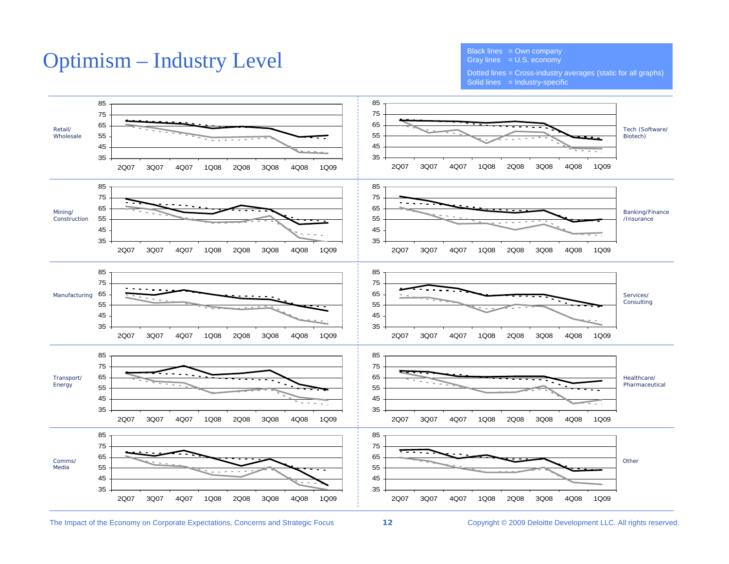# Optimism – Industry Level

Black lines = Own company
Gray lines = U.S. economy

Dotted lines = Cross-industry averages (static for all graphs)
Solid lines = Industry-specific

Retail/ Wholesale

Tech (Software/ Biotech)

Mining/ Construction

Banking/Finance /Insurance

Manufacturing

Services/ Consulting

Transport/ Energy

Healthcare/ Pharmaceutical

Comms/ Media

Other

The Impact of the Economy on Corporate Expectations, Concerns and Strategic Focus

Copyright © 2009 Deloitte Development LLC. All rights reserved.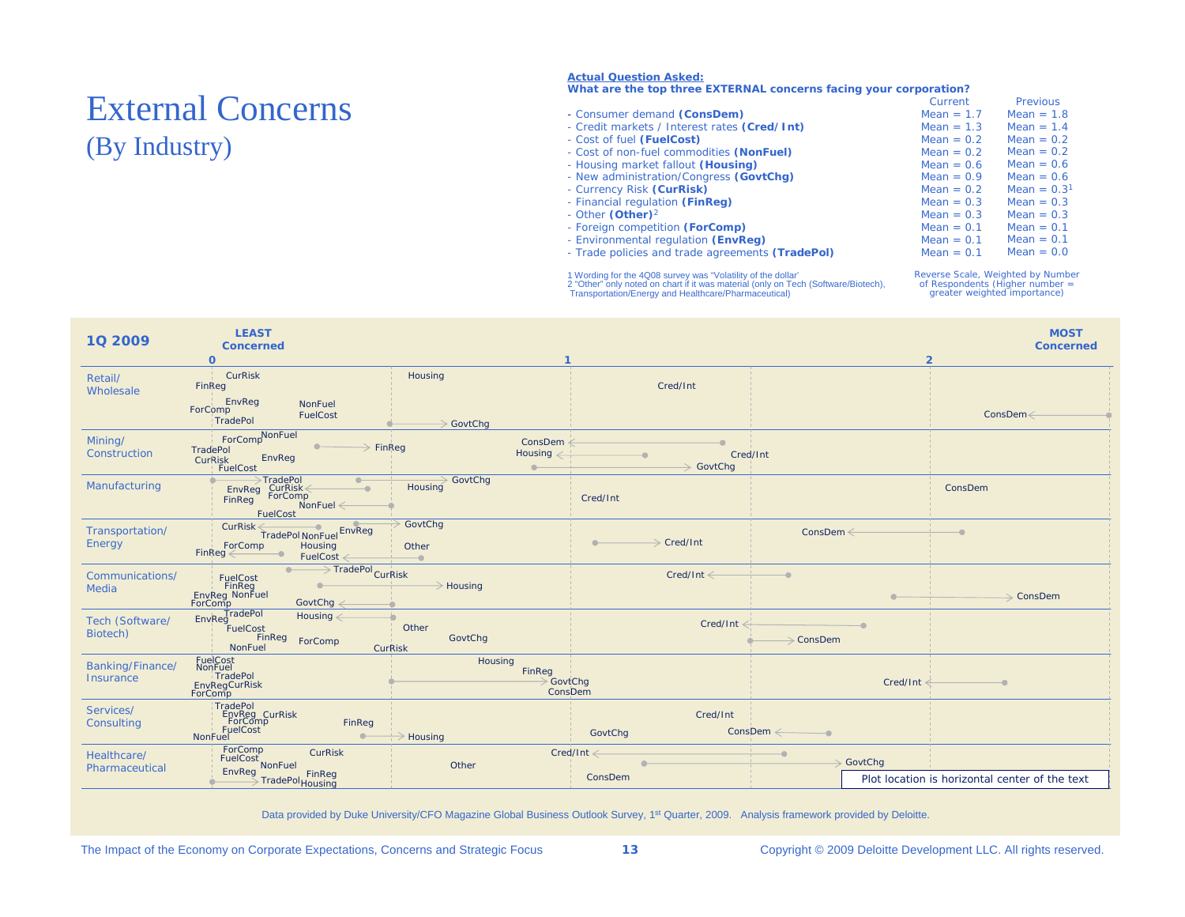# External Concerns
## (By Industry)

**Actual Question Asked:**
**What are the top three EXTERNAL concerns facing your corporation?**

| | Current | Previous |
|---|---|---|
| - Consumer demand **(ConsDem)** | Mean = 1.7 | Mean = 1.8 |
| - Credit markets / Interest rates **(Cred/Int)** | Mean = 1.3 | Mean = 1.4 |
| - Cost of fuel **(FuelCost)** | Mean = 0.2 | Mean = 0.2 |
| - Cost of non-fuel commodities **(NonFuel)** | Mean = 0.2 | Mean = 0.2 |
| - Housing market fallout **(Housing)** | Mean = 0.6 | Mean = 0.6 |
| - New administration/Congress **(GovtChg)** | Mean = 0.9 | Mean = 0.6 |
| - Currency Risk **(CurRisk)** | Mean = 0.2 | Mean = 0.3[1] |
| - Financial regulation **(FinReg)** | Mean = 0.3 | Mean = 0.3 |
| - Other **(Other)**[2] | Mean = 0.3 | Mean = 0.3 |
| - Foreign competition **(ForComp)** | Mean = 0.1 | Mean = 0.1 |
| - Environmental regulation **(EnvReg)** | Mean = 0.1 | Mean = 0.1 |
| - Trade policies and trade agreements **(TradePol)** | Mean = 0.1 | Mean = 0.0 |

1 Wording for the 4Q08 survey was "Volatility of the dollar"
2 "Other" only noted on chart if it was material (only on Tech (Software/Biotech), Transportation/Energy and Healthcare/Pharmaceutical)

Reverse Scale, Weighted by Number of Respondents (Higher number = greater weighted importance)

**1Q 2009** — Scale: 0 (LEAST Concerned) to 2+ (MOST Concerned)

| Industry | Approximate current positions |
|---|---|
| Retail/ Wholesale | CurRisk, FinReg, EnvReg, ForComp, TradePol (~0); NonFuel, FuelCost (~0.3); Housing (~0.6); GovtChg (~0.7, up from ~0.5); Cred/Int (~1.3); ConsDem (~2.2, down from ~2.5) |
| Mining/ Construction | ForComp, NonFuel, TradePol, CurRisk, EnvReg, FuelCost (~0–0.3); FinReg (~0.5, up from ~0.3); ConsDem (~1.0, down from ~1.4); Housing (~1.0, down from ~1.2); GovtChg (~1.4, up from ~0.9); Cred/Int (~1.5) |
| Manufacturing | TradePol (~0.2, up from ~0); EnvReg, FinReg, CurRisk (down from ~0.4), ForComp; NonFuel (~0.3, down from ~0.5); FuelCost; GovtChg (~0.7, up from ~0.4); Housing (~0.6); Cred/Int (~1.1); ConsDem (~2.1) |
| Transportation/ Energy | CurRisk (~0.2, down from ~0.3); TradePol, NonFuel, EnvReg; GovtChg (~0.5, up from ~0.4); FinReg (~0, down from ~0.2); ForComp, Housing; Other (~0.6); FuelCost (~0.3, down from ~0.6); Cred/Int (~1.3, up from ~1.1); ConsDem (~1.7, down from ~2.1) |
| Communications/ Media | TradePol (~0.4, up from ~0.2); CurRisk (~0.5); FuelCost, FinReg, EnvReg, NonFuel, ForComp; Housing (~0.7, up from ~0.3); GovtChg (~0.3, down from ~0.5); Cred/Int (~1.4, down from ~1.6); ConsDem (~2.5, up from ~1.9) |
| Tech (Software/ Biotech) | EnvReg, TradePol, FuelCost, FinReg, NonFuel, ForComp (~0–0.3); Housing (~0.3, down from ~0.5); Other (~0.6); CurRisk (~0.5); GovtChg (~0.7); Cred/Int (~1.5, down from ~1.8); ConsDem (~1.7, up from ~1.5) |
| Banking/Finance/ Insurance | FuelCost, NonFuel, TradePol, EnvReg, CurRisk, ForComp (~0–0.2); Housing (~0.8); FinReg (~0.9); GovtChg (~1.0, up from ~0.5); ConsDem (~1.0); Cred/Int (~2.0, down from ~2.2) |
| Services/ Consulting | TradePol, EnvReg, CurRisk, ForComp, FuelCost, NonFuel (~0–0.3); FinReg (~0.4); Housing (~0.6, up from ~0.4); GovtChg (~1.1); Cred/Int (~1.4); ConsDem (~1.6, down from ~1.7) |
| Healthcare/ Pharmaceutical | ForComp, FuelCost, EnvReg, NonFuel, CurRisk; TradePol (~0.2, up from ~0); FinReg, Housing (~0.3); Other (~0.7); Cred/Int (~1.0, down from ~1.6); ConsDem (~1.1); GovtChg (~1.9, up from ~1.2) |

Plot location is horizontal center of the text

Data provided by Duke University/CFO Magazine Global Business Outlook Survey, 1st Quarter, 2009. Analysis framework provided by Deloitte.

The Impact of the Economy on Corporate Expectations, Concerns and Strategic Focus

Copyright © 2009 Deloitte Development LLC. All rights reserved.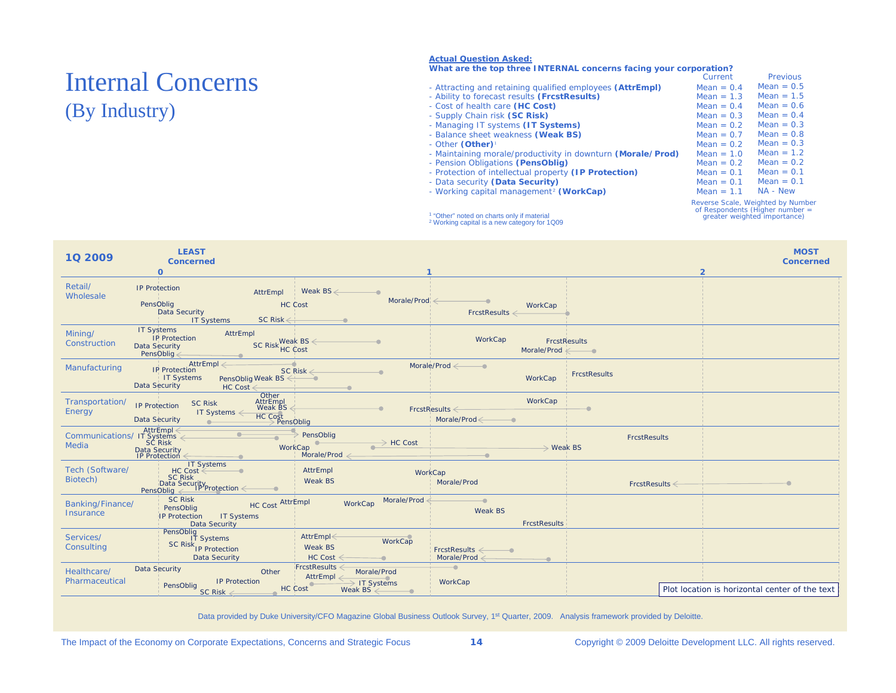# Internal Concerns
## (By Industry)

**Actual Question Asked:**
**What are the top three INTERNAL concerns facing your corporation?**

| | Current | Previous |
|---|---|---|
| - Attracting and retaining qualified employees **(AttrEmpl)** | Mean = 0.4 | Mean = 0.5 |
| - Ability to forecast results **(FrcstResults)** | Mean = 1.3 | Mean = 1.5 |
| - Cost of health care **(HC Cost)** | Mean = 0.4 | Mean = 0.6 |
| - Supply Chain risk **(SC Risk)** | Mean = 0.3 | Mean = 0.4 |
| - Managing IT systems **(IT Systems)** | Mean = 0.2 | Mean = 0.3 |
| - Balance sheet weakness **(Weak BS)** | Mean = 0.7 | Mean = 0.8 |
| - Other **(Other)**[1] | Mean = 0.2 | Mean = 0.3 |
| - Maintaining morale/productivity in downturn **(Morale/Prod)** | Mean = 1.0 | Mean = 1.2 |
| - Pension Obligations **(PensOblig)** | Mean = 0.2 | Mean = 0.2 |
| - Protection of intellectual property **(IP Protection)** | Mean = 0.1 | Mean = 0.1 |
| - Data security **(Data Security)** | Mean = 0.1 | Mean = 0.1 |
| - Working capital management[2] **(WorkCap)** | Mean = 1.1 | NA - New |

Reverse Scale, Weighted by Number of Respondents (Higher number = greater weighted importance)

[1] "Other" noted on charts only if material
[2] Working capital is a new category for 1Q09

**1Q 2009** — scale from 0 (**LEAST Concerned**) through 1 to 2 (**MOST Concerned**)

Industries (rows): Retail/Wholesale; Mining/Construction; Manufacturing; Transportation/Energy; Communications/Media; Tech (Software/Biotech); Banking/Finance/Insurance; Services/Consulting; Healthcare/Pharmaceutical

Plot location is horizontal center of the text

Data provided by Duke University/CFO Magazine Global Business Outlook Survey, 1st Quarter, 2009. Analysis framework provided by Deloitte.

The Impact of the Economy on Corporate Expectations, Concerns and Strategic Focus

Copyright © 2009 Deloitte Development LLC. All rights reserved.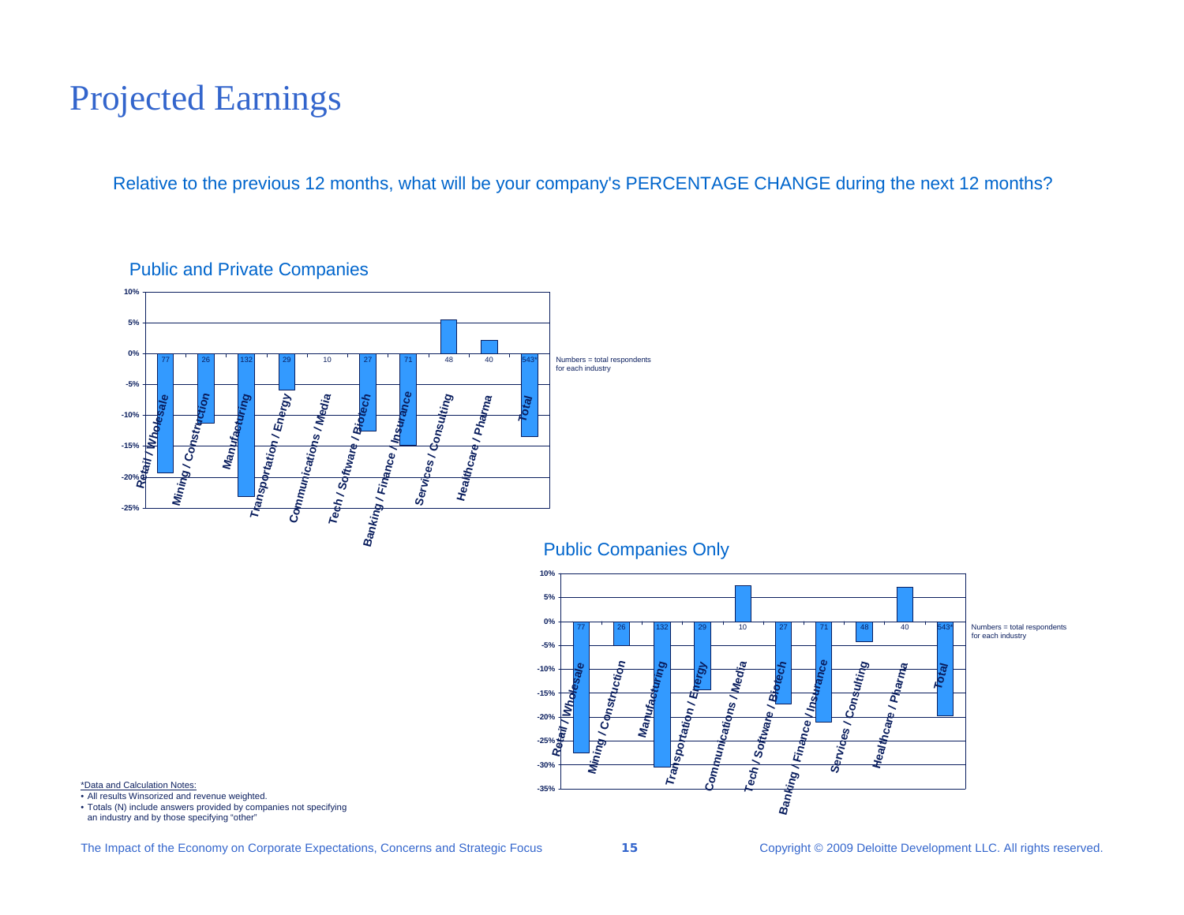# Projected Earnings

Relative to the previous 12 months, what will be your company's PERCENTAGE CHANGE during the next 12 months?

## Public and Private Companies

| Industry | Respondents |
|---|---|
| Retail / Wholesale | 77 |
| Mining / Construction | 26 |
| Manufacturing | 132 |
| Transportation / Energy | 29 |
| Communications / Media | 10 |
| Tech / Software / Biotech | 27 |
| Banking / Finance / Insurance | 71 |
| Services / Consulting | 48 |
| Healthcare / Pharma | 40 |
| Total | 543* |

Numbers = total respondents for each industry

## Public Companies Only

| Industry | Respondents |
|---|---|
| Retail / Wholesale | 77 |
| Mining / Construction | 26 |
| Manufacturing | 132 |
| Transportation / Energy | 29 |
| Communications / Media | 10 |
| Tech / Software / Biotech | 27 |
| Banking / Finance / Insurance | 71 |
| Services / Consulting | 48 |
| Healthcare / Pharma | 40 |
| Total | 543* |

Numbers = total respondents for each industry

*Data and Calculation Notes:
- All results Winsorized and revenue weighted.
- Totals (N) include answers provided by companies not specifying an industry and by those specifying "other"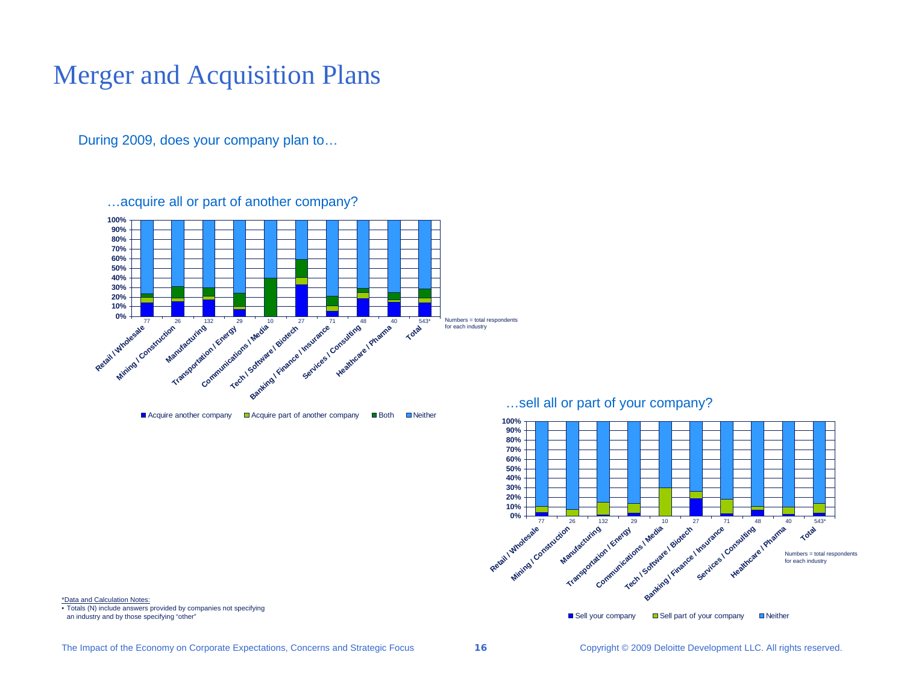# Merger and Acquisition Plans

During 2009, does your company plan to…

…acquire all or part of another company?

Numbers = total respondents for each industry

| Industry | N |
|---|---|
| Retail / Wholesale | 77 |
| Mining / Construction | 26 |
| Manufacturing | 132 |
| Transportation / Energy | 29 |
| Communications / Media | 10 |
| Tech / Software / Biotech | 27 |
| Banking / Finance / Insurance | 71 |
| Services / Consulting | 48 |
| Healthcare / Pharma | 40 |
| Total | 543* |

Acquire another company | Acquire part of another company | Both | Neither

…sell all or part of your company?

Numbers = total respondents for each industry

| Industry | N |
|---|---|
| Retail / Wholesale | 77 |
| Mining / Construction | 26 |
| Manufacturing | 132 |
| Transportation / Energy | 29 |
| Communications / Media | 10 |
| Tech / Software / Biotech | 27 |
| Banking / Finance / Insurance | 71 |
| Services / Consulting | 48 |
| Healthcare / Pharma | 40 |
| Total | 543* |

Sell your company | Sell part of your company | Neither

*Data and Calculation Notes:
- Totals (N) include answers provided by companies not specifying an industry and by those specifying "other"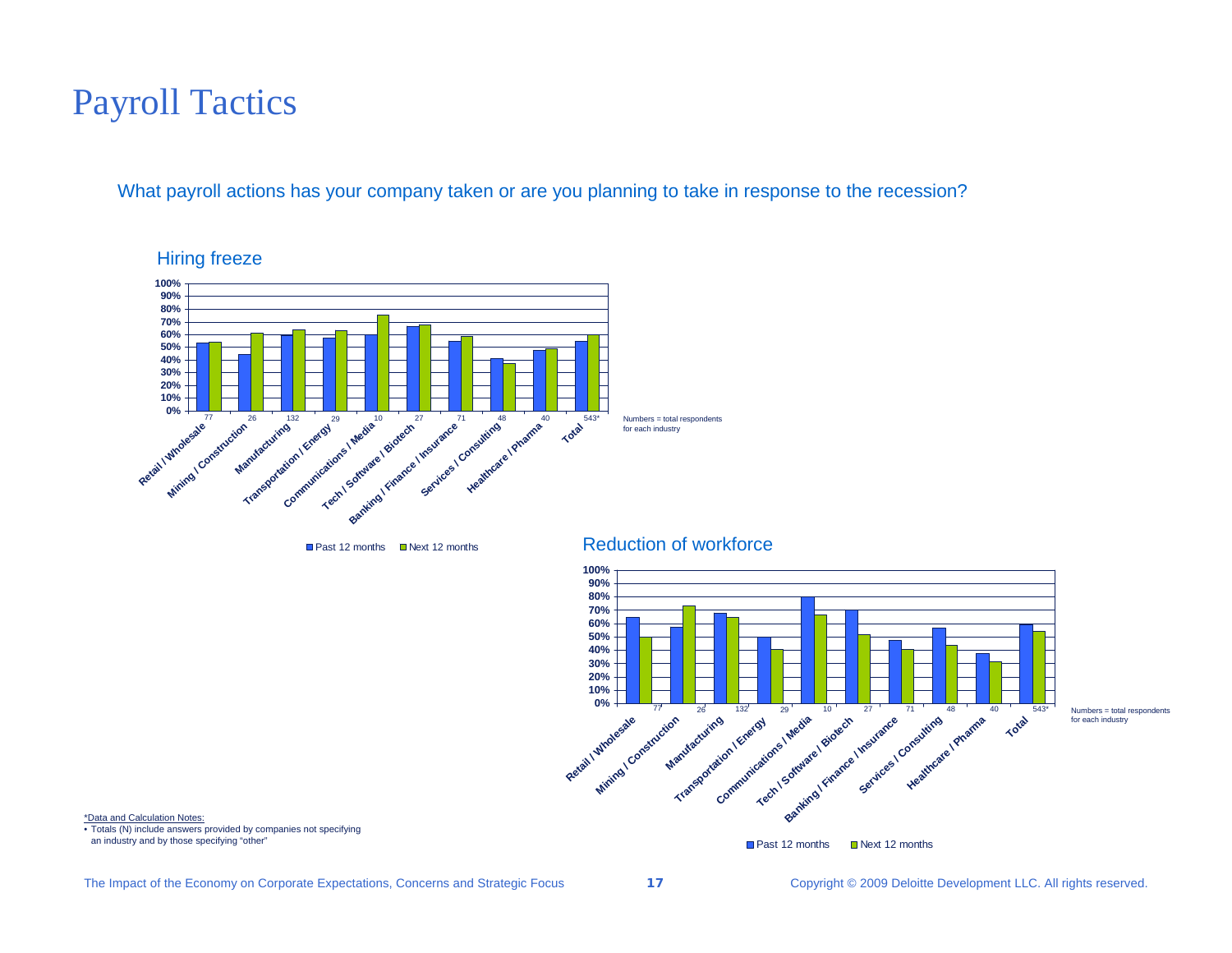# Payroll Tactics

What payroll actions has your company taken or are you planning to take in response to the recession?

## Hiring freeze

| Industry | Respondents | Past 12 months | Next 12 months |
|---|---|---|---|
| Retail / Wholesale | 77 | ~53% | ~54% |
| Mining / Construction | 26 | ~44% | ~61% |
| Manufacturing | 132 | ~59% | ~64% |
| Transportation / Energy | 29 | ~57% | ~63% |
| Communications / Media | 10 | ~60% | ~75% |
| Tech / Software / Biotech | 27 | ~66% | ~68% |
| Banking / Finance / Insurance | 71 | ~54% | ~59% |
| Services / Consulting | 48 | ~41% | ~37% |
| Healthcare / Pharma | 40 | ~47% | ~49% |
| Total | 543* | ~55% | ~60% |

Numbers = total respondents for each industry

## Reduction of workforce

| Industry | Respondents | Past 12 months | Next 12 months |
|---|---|---|---|
| Retail / Wholesale | 77 | ~65% | ~50% |
| Mining / Construction | 26 | ~58% | ~73% |
| Manufacturing | 132 | ~68% | ~65% |
| Transportation / Energy | 29 | ~50% | ~41% |
| Communications / Media | 10 | ~80% | ~67% |
| Tech / Software / Biotech | 27 | ~70% | ~52% |
| Banking / Finance / Insurance | 71 | ~48% | ~41% |
| Services / Consulting | 48 | ~57% | ~44% |
| Healthcare / Pharma | 40 | ~38% | ~32% |
| Total | 543* | ~59% | ~54% |

Numbers = total respondents for each industry

*Data and Calculation Notes:
- Totals (N) include answers provided by companies not specifying an industry and by those specifying "other"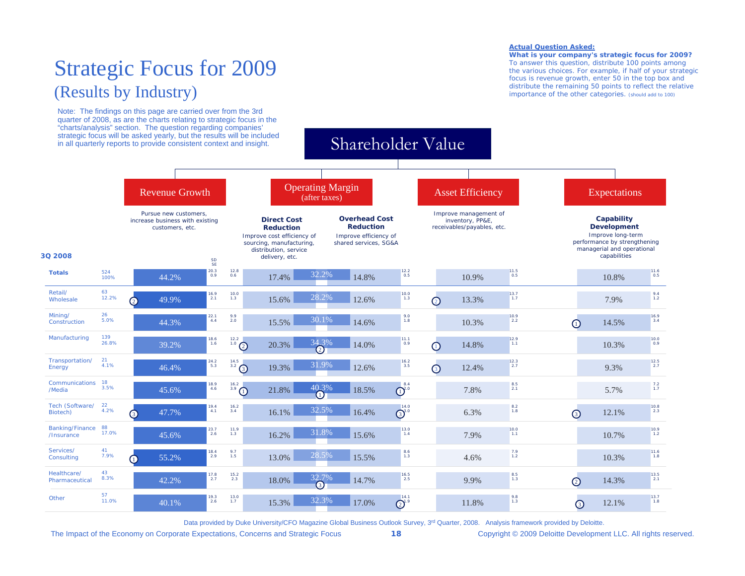# Strategic Focus for 2009

## (Results by Industry)

Note: The findings on this page are carried over from the 3rd quarter of 2008, as are the charts relating to strategic focus in the "charts/analysis" section. The question regarding companies' strategic focus will be asked yearly, but the results will be included in all quarterly reports to provide consistent context and insight.

**Actual Question Asked:**
**What is your company's strategic focus for 2009?**
To answer this question, distribute 100 points among the various choices. For example, if half of your strategic focus is revenue growth, enter 50 in the top box and distribute the remaining 50 points to reflect the relative importance of the other categories. (should add to 100)

### Shareholder Value

- **Revenue Growth** — Pursue new customers, increase business with existing customers, etc.
- **Operating Margin (after taxes)**
  - **Direct Cost Reduction** — Improve cost efficiency of sourcing, manufacturing, distribution, service delivery, etc.
  - **Overhead Cost Reduction** — Improve efficiency of shared services, SG&A
- **Asset Efficiency** — Improve management of inventory, PP&E, receivables/payables, etc.
- **Expectations**
  - **Capability Development** — Improve long-term performance by strengthening managerial and operational capabilities

**3Q 2008**

| Industry | N / % | Revenue Growth | SD / SE | Direct Cost Reduction | SD / SE | Operating Margin (total) | Overhead Cost Reduction | SD / SE | Asset Efficiency | SD / SE | Capability Development | SD / SE |
|---|---|---|---|---|---|---|---|---|---|---|---|---|
| **Totals** | 524 / 100% | 44.2% | 20.3 / 0.9 | 17.4% | 12.8 / 0.6 | 32.2% | 14.8% | 12.2 / 0.5 | 10.9% | 11.5 / 0.5 | 10.8% | 11.6 / 0.5 |
| Retail/ Wholesale | 63 / 12.2% | (2) 49.9% | 16.9 / 2.1 | 15.6% | 10.0 / 1.3 | 28.2% | 12.6% | 10.0 / 1.3 | (2) 13.3% | 13.7 / 1.7 | 7.9% | 9.4 / 1.2 |
| Mining/ Construction | 26 / 5.0% | 44.3% | 22.1 / 4.4 | 15.5% | 9.9 / 2.0 | 30.1% | 14.6% | 9.0 / 1.8 | 10.3% | 10.9 / 2.2 | (1) 14.5% | 16.9 / 3.4 |
| Manufacturing | 139 / 26.8% | 39.2% | 18.6 / 1.6 | (2) 20.3% | 12.2 / 1.0 | (2) 34.3% | 14.0% | 11.1 / 0.9 | (1) 14.8% | 12.9 / 1.1 | 10.3% | 10.0 / 0.9 |
| Transportation/ Energy | 21 / 4.1% | 46.4% | 24.2 / 5.3 | (3) 19.3% | 14.5 / 3.2 | 31.9% | 12.6% | 16.2 / 3.5 | (3) 12.4% | 12.3 / 2.7 | 9.3% | 12.5 / 2.7 |
| Communications /Media | 18 / 3.5% | 45.6% | 18.9 / 4.6 | (1) 21.8% | 16.2 / 3.9 | (1) 40.3% | (1) 18.5% | 8.4 / 2.0 | 7.8% | 8.5 / 2.1 | 5.7% | 7.2 / 1.7 |
| Tech (Software/ Biotech) | 22 / 4.2% | (3) 47.7% | 19.4 / 4.1 | 16.1% | 16.2 / 3.4 | 32.5% | (3) 16.4% | 14.0 / 3.0 | 6.3% | 8.2 / 1.8 | (3) 12.1% | 10.8 / 2.3 |
| Banking/Finance /Insurance | 88 / 17.0% | 45.6% | 23.7 / 2.6 | 16.2% | 11.9 / 1.3 | 31.8% | 15.6% | 13.0 / 1.4 | 7.9% | 10.0 / 1.1 | 10.7% | 10.9 / 1.2 |
| Services/ Consulting | 41 / 7.9% | (1) 55.2% | 18.4 / 2.9 | 13.0% | 9.7 / 1.5 | 28.5% | 15.5% | 8.6 / 1.3 | 4.6% | 7.9 / 1.2 | 10.3% | 11.6 / 1.8 |
| Healthcare/ Pharmaceutical | 43 / 8.3% | 42.2% | 17.8 / 2.7 | 18.0% | 15.2 / 2.3 | (3) 32.7% | 14.7% | 16.5 / 2.5 | 9.9% | 8.5 / 1.3 | (2) 14.3% | 13.5 / 2.1 |
| Other | 57 / 11.0% | 40.1% | 19.3 / 2.6 | 15.3% | 13.0 / 1.7 | 32.3% | (2) 17.0% | 14.1 / 1.9 | 11.8% | 9.8 / 1.3 | (3) 12.1% | 13.7 / 1.8 |

Data provided by Duke University/CFO Magazine Global Business Outlook Survey, 3rd Quarter, 2008. Analysis framework provided by Deloitte.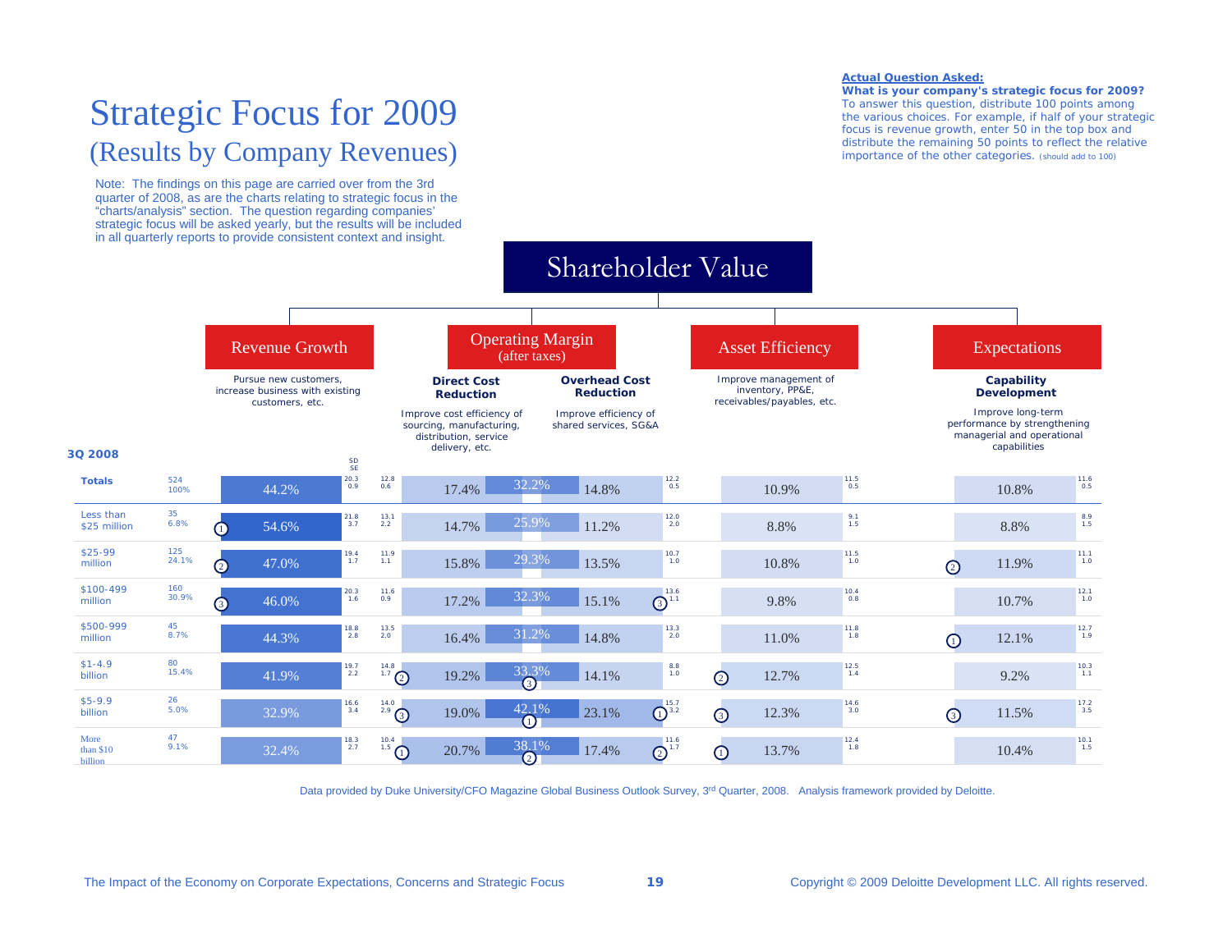# Strategic Focus for 2009
## (Results by Company Revenues)

Note: The findings on this page are carried over from the 3rd quarter of 2008, as are the charts relating to strategic focus in the "charts/analysis" section. The question regarding companies' strategic focus will be asked yearly, but the results will be included in all quarterly reports to provide consistent context and insight.

**Actual Question Asked:**
**What is your company's strategic focus for 2009?**
To answer this question, distribute 100 points among the various choices. For example, if half of your strategic focus is revenue growth, enter 50 in the top box and distribute the remaining 50 points to reflect the relative importance of the other categories. (should add to 100)

**Shareholder Value**

- **Revenue Growth** — Pursue new customers, increase business with existing customers, etc.
- **Operating Margin (after taxes)**
  - **Direct Cost Reduction** — Improve cost efficiency of sourcing, manufacturing, distribution, service delivery, etc.
  - **Overhead Cost Reduction** — Improve efficiency of shared services, SG&A
- **Asset Efficiency** — Improve management of inventory, PP&E, receivables/payables, etc.
- **Expectations**
  - **Capability Development** — Improve long-term performance by strengthening managerial and operational capabilities

**3Q 2008**

| | N / % | Revenue Growth | SD / SE | Direct Cost Reduction | SD / SE | Operating Margin | Overhead Cost Reduction | SD / SE | Asset Efficiency | SD / SE | Capability Development | SD / SE |
|---|---|---|---|---|---|---|---|---|---|---|---|---|
| **Totals** | 524 / 100% | 44.2% | 20.3 / 0.9 | 17.4% | 12.8 / 0.6 | 32.2% | 14.8% | 12.2 / 0.5 | 10.9% | 11.5 / 0.5 | 10.8% | 11.6 / 0.5 |
| Less than $25 million | 35 / 6.8% | (1) 54.6% | 21.8 / 3.7 | 14.7% | 13.1 / 2.2 | 25.9% | 11.2% | 12.0 / 2.0 | 8.8% | 9.1 / 1.5 | 8.8% | 8.9 / 1.5 |
| $25-99 million | 125 / 24.1% | (2) 47.0% | 19.4 / 1.7 | 15.8% | 11.9 / 1.1 | 29.3% | 13.5% | 10.7 / 1.0 | 10.8% | 11.5 / 1.0 | (2) 11.9% | 11.1 / 1.0 |
| $100-499 million | 160 / 30.9% | (3) 46.0% | 20.3 / 1.6 | 17.2% | 11.6 / 0.9 | 32.3% | (3) 15.1% | 13.6 / 1.1 | 9.8% | 10.4 / 0.8 | 10.7% | 12.1 / 1.0 |
| $500-999 million | 45 / 8.7% | 44.3% | 18.8 / 2.8 | 16.4% | 13.5 / 2.0 | 31.2% | 14.8% | 13.3 / 2.0 | 11.0% | 11.8 / 1.8 | (1) 12.1% | 12.7 / 1.9 |
| $1-4.9 billion | 80 / 15.4% | 41.9% | 19.7 / 2.2 | (2) 19.2% | 14.8 / 1.7 | (3) 33.3% | 14.1% | 8.8 / 1.0 | (2) 12.7% | 12.5 / 1.4 | 9.2% | 10.3 / 1.1 |
| $5-9.9 billion | 26 / 5.0% | 32.9% | 16.6 / 3.4 | (3) 19.0% | 14.0 / 2.9 | (1) 42.1% | (1) 23.1% | 15.7 / 3.2 | (3) 12.3% | 14.6 / 3.0 | (3) 11.5% | 17.2 / 3.5 |
| More than $10 billion | 47 / 9.1% | 32.4% | 18.3 / 2.7 | (1) 20.7% | 10.4 / 1.5 | (2) 38.1% | (2) 17.4% | 11.6 / 1.7 | (1) 13.7% | 12.4 / 1.8 | 10.4% | 10.1 / 1.5 |

Data provided by Duke University/CFO Magazine Global Business Outlook Survey, 3rd Quarter, 2008. Analysis framework provided by Deloitte.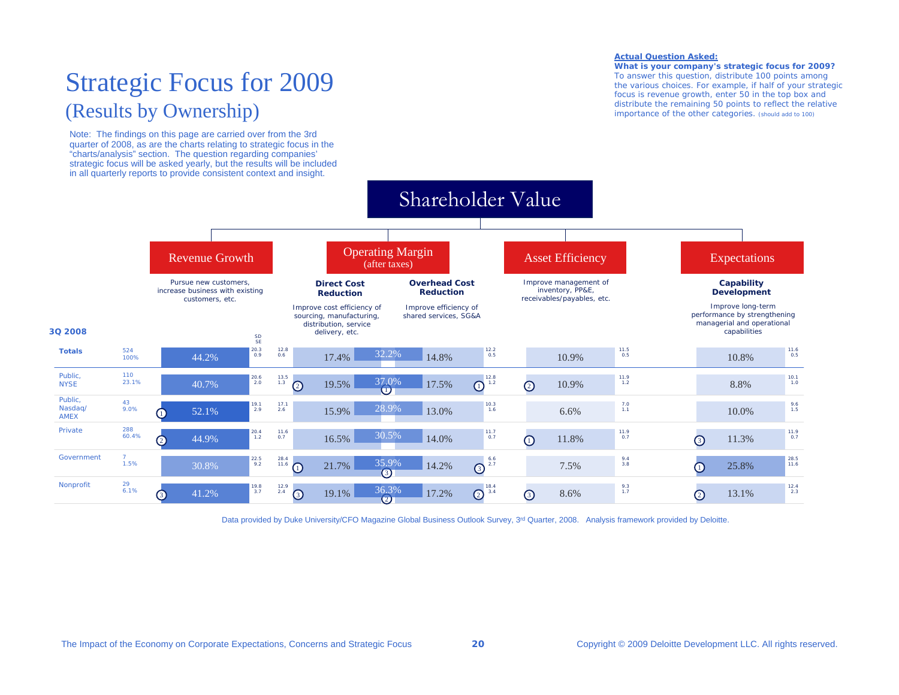# Strategic Focus for 2009

## (Results by Ownership)

Note: The findings on this page are carried over from the 3rd quarter of 2008, as are the charts relating to strategic focus in the "charts/analysis" section. The question regarding companies' strategic focus will be asked yearly, but the results will be included in all quarterly reports to provide consistent context and insight.

**Actual Question Asked:**

**What is your company's strategic focus for 2009?**

To answer this question, distribute 100 points among the various choices. For example, if half of your strategic focus is revenue growth, enter 50 in the top box and distribute the remaining 50 points to reflect the relative importance of the other categories. (should add to 100)

### Shareholder Value

- **Revenue Growth** — Pursue new customers, increase business with existing customers, etc.
- **Operating Margin (after taxes)**
  - **Direct Cost Reduction** — Improve cost efficiency of sourcing, manufacturing, distribution, service delivery, etc.
  - **Overhead Cost Reduction** — Improve efficiency of shared services, SG&A
- **Asset Efficiency** — Improve management of inventory, PP&E, receivables/payables, etc.
- **Expectations**
  - **Capability Development** — Improve long-term performance by strengthening managerial and operational capabilities

| 3Q 2008 | N / % | Revenue Growth | SD / SE | Direct Cost Reduction | SD / SE | Operating Margin (total) | Overhead Cost Reduction | SD / SE | Asset Efficiency | SD / SE | Capability Development | SD / SE |
|---|---|---|---|---|---|---|---|---|---|---|---|---|
| **Totals** | 524 / 100% | 44.2% | 20.3 / 0.9 | 17.4% | 12.8 / 0.6 | 32.2% | 14.8% | 12.2 / 0.5 | 10.9% | 11.5 / 0.5 | 10.8% | 11.6 / 0.5 |
| Public, NYSE | 110 / 23.1% | 40.7% | 20.6 / 2.0 | (2) 19.5% | 13.5 / 1.3 | 37.0% (1) | (1) 17.5% | 12.8 / 1.2 | (2) 10.9% | 11.9 / 1.2 | 8.8% | 10.1 / 1.0 |
| Public, Nasdaq/ AMEX | 43 / 9.0% | (1) 52.1% | 19.1 / 2.9 | 15.9% | 17.1 / 2.6 | 28.9% | 13.0% | 10.3 / 1.6 | 6.6% | 7.0 / 1.1 | 10.0% | 9.6 / 1.5 |
| Private | 288 / 60.4% | (2) 44.9% | 20.4 / 1.2 | 16.5% | 11.6 / 0.7 | 30.5% | 14.0% | 11.7 / 0.7 | (1) 11.8% | 11.9 / 0.7 | (3) 11.3% | 11.9 / 0.7 |
| Government | 7 / 1.5% | 30.8% | 22.5 / 9.2 | (1) 21.7% | 28.4 / 11.6 | 35.9% (3) | (3) 14.2% | 6.6 / 2.7 | 7.5% | 9.4 / 3.8 | (1) 25.8% | 28.5 / 11.6 |
| Nonprofit | 29 / 6.1% | (3) 41.2% | 19.8 / 3.7 | (3) 19.1% | 12.9 / 2.4 | 36.3% (2) | (2) 17.2% | 18.4 / 3.4 | (3) 8.6% | 9.3 / 1.7 | (2) 13.1% | 12.4 / 2.3 |

Data provided by Duke University/CFO Magazine Global Business Outlook Survey, 3rd Quarter, 2008. Analysis framework provided by Deloitte.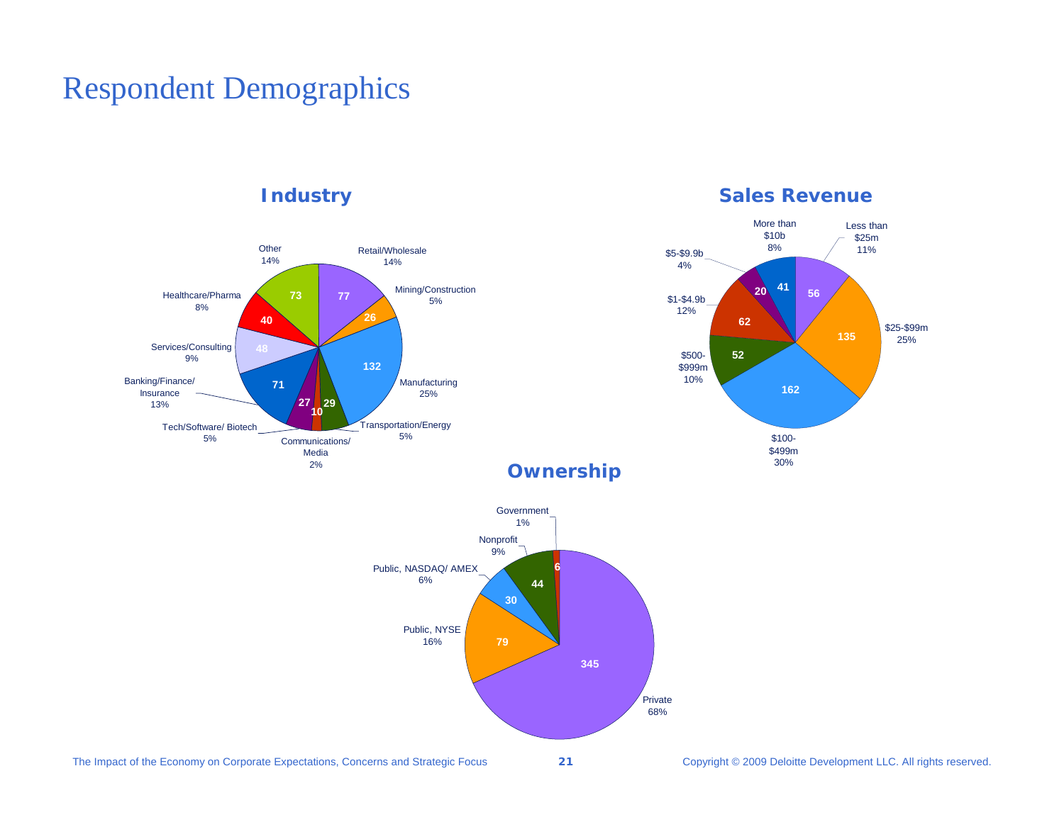# Respondent Demographics

## Industry

| Industry | Count | Percent |
|---|---|---|
| Retail/Wholesale | 77 | 14% |
| Mining/Construction | 26 | 5% |
| Manufacturing | 132 | 25% |
| Transportation/Energy | 29 | 5% |
| Communications/ Media | 10 | 2% |
| Tech/Software/ Biotech | 27 | 5% |
| Banking/Finance/ Insurance | 71 | 13% |
| Services/Consulting | 48 | 9% |
| Healthcare/Pharma | 40 | 8% |
| Other | 73 | 14% |

## Sales Revenue

| Sales Revenue | Count | Percent |
|---|---|---|
| Less than $25m | 56 | 11% |
| $25-$99m | 135 | 25% |
| $100-$499m | 162 | 30% |
| $500-$999m | 52 | 10% |
| $1-$4.9b | 62 | 12% |
| $5-$9.9b | 20 | 4% |
| More than $10b | 41 | 8% |

## Ownership

| Ownership | Count | Percent |
|---|---|---|
| Private | 345 | 68% |
| Public, NYSE | 79 | 16% |
| Public, NASDAQ/ AMEX | 30 | 6% |
| Nonprofit | 44 | 9% |
| Government | 6 | 1% |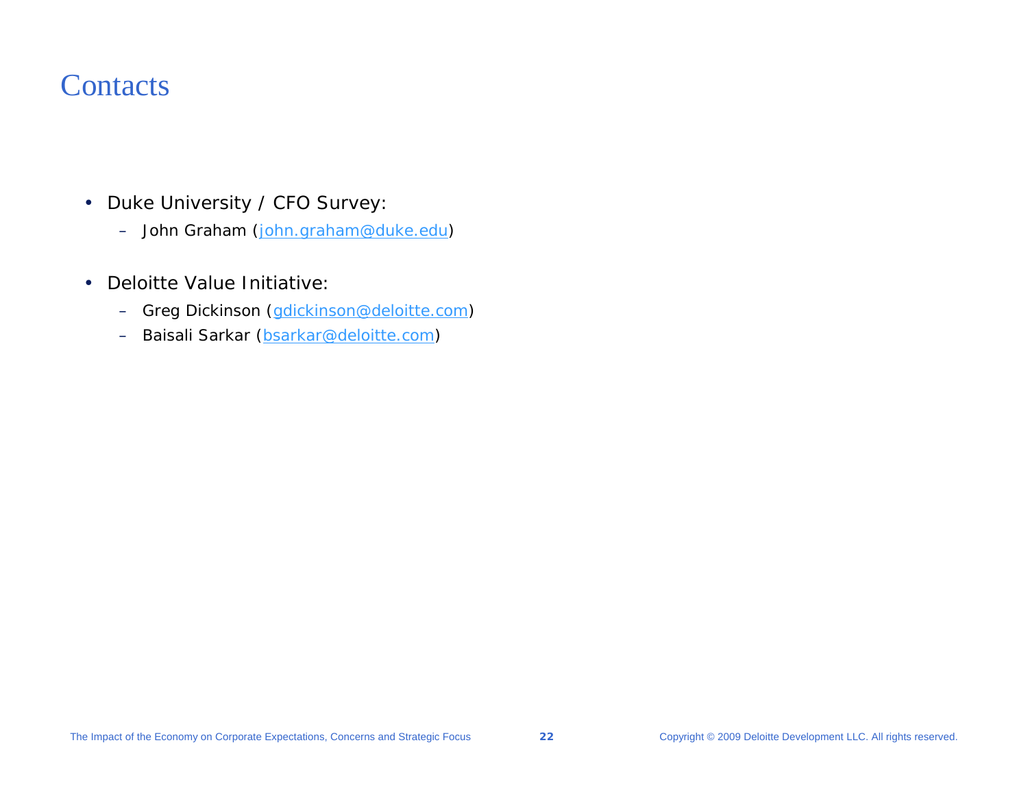# Contacts

- Duke University / CFO Survey:
  - John Graham (john.graham@duke.edu)
- Deloitte Value Initiative:
  - Greg Dickinson (gdickinson@deloitte.com)
  - Baisali Sarkar (bsarkar@deloitte.com)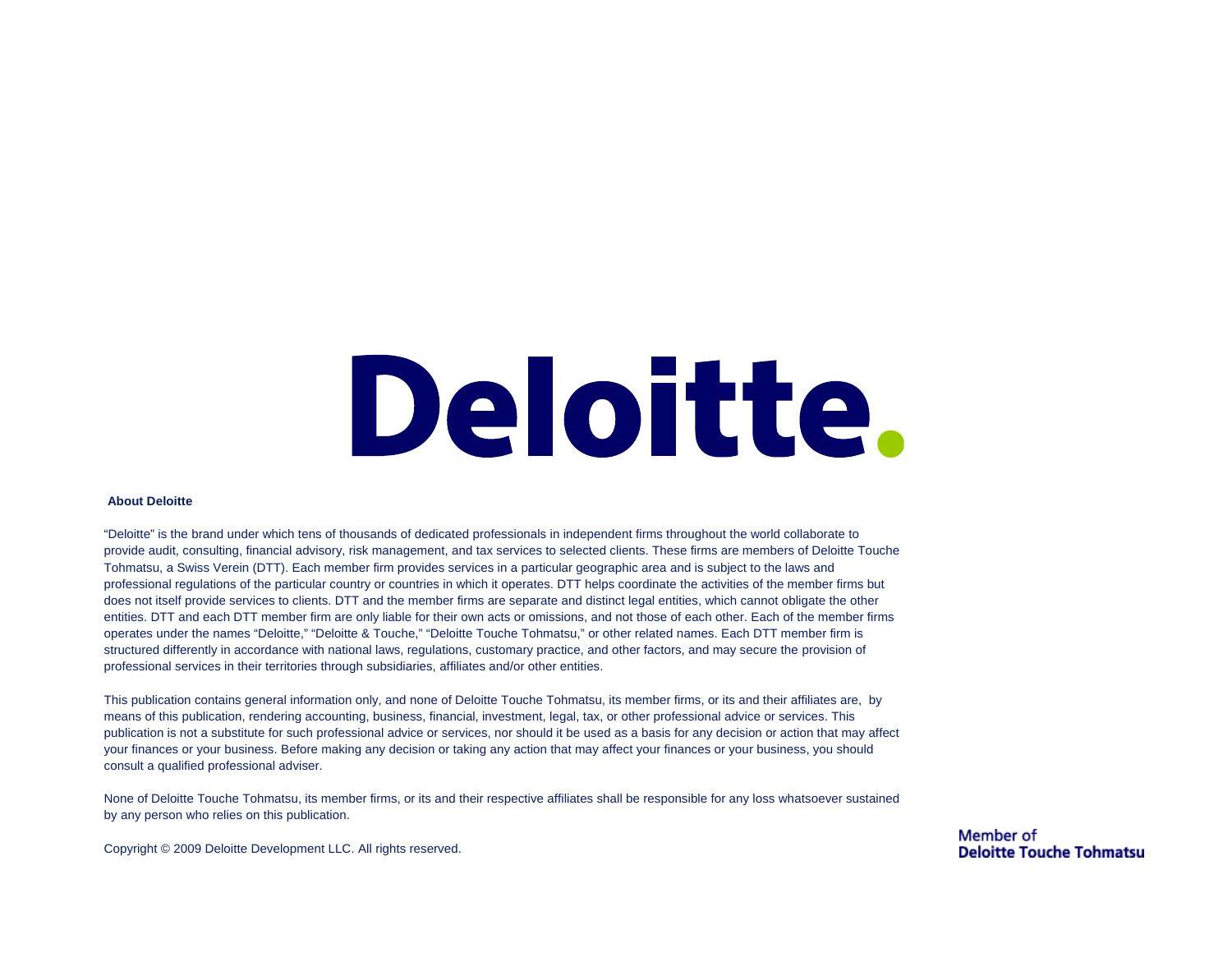Deloitte.

**About Deloitte**

"Deloitte" is the brand under which tens of thousands of dedicated professionals in independent firms throughout the world collaborate to provide audit, consulting, financial advisory, risk management, and tax services to selected clients. These firms are members of Deloitte Touche Tohmatsu, a Swiss Verein (DTT). Each member firm provides services in a particular geographic area and is subject to the laws and professional regulations of the particular country or countries in which it operates. DTT helps coordinate the activities of the member firms but does not itself provide services to clients. DTT and the member firms are separate and distinct legal entities, which cannot obligate the other entities. DTT and each DTT member firm are only liable for their own acts or omissions, and not those of each other. Each of the member firms operates under the names "Deloitte," "Deloitte & Touche," "Deloitte Touche Tohmatsu," or other related names. Each DTT member firm is structured differently in accordance with national laws, regulations, customary practice, and other factors, and may secure the provision of professional services in their territories through subsidiaries, affiliates and/or other entities.

This publication contains general information only, and none of Deloitte Touche Tohmatsu, its member firms, or its and their affiliates are, by means of this publication, rendering accounting, business, financial, investment, legal, tax, or other professional advice or services. This publication is not a substitute for such professional advice or services, nor should it be used as a basis for any decision or action that may affect your finances or your business. Before making any decision or taking any action that may affect your finances or your business, you should consult a qualified professional adviser.

None of Deloitte Touche Tohmatsu, its member firms, or its and their respective affiliates shall be responsible for any loss whatsoever sustained by any person who relies on this publication.

Copyright © 2009 Deloitte Development LLC. All rights reserved.

Member of
**Deloitte Touche Tohmatsu**